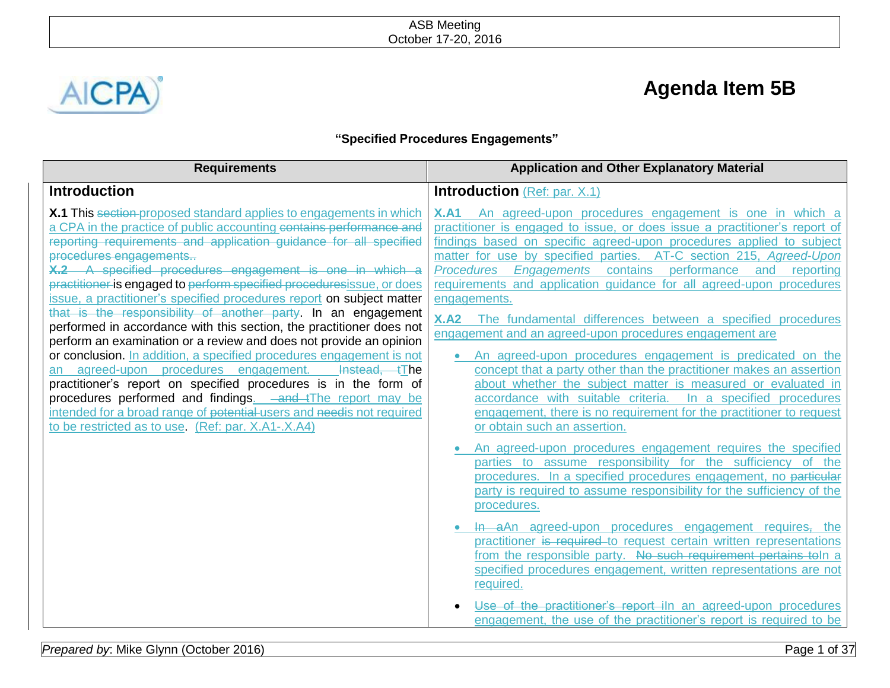# Agenda Item 5B

**"Specified Procedures Engagements"**

| Requirements | Application and Other Explanatory Material |
|---|---|

## Requirements

### Introduction

**X.1** This ~~section~~ proposed standard applies to engagements in which a CPA in the practice of public accounting ~~contains performance and reporting requirements and application guidance for all specified procedures engagements..~~

~~**X.2** A specified procedures engagement is one in which a practitioner~~ is engaged to ~~perform specified procedures~~issue, or does issue, a practitioner's specified procedures report on subject matter ~~that is the responsibility of another party~~. In an engagement performed in accordance with this section, the practitioner does not perform an examination or a review and does not provide an opinion or conclusion. In addition, a specified procedures engagement is not an agreed-upon procedures engagement. ~~Instead, t~~The practitioner's report on specified procedures is in the form of procedures performed and findings. ~~and t~~The report may be intended for a broad range of ~~potential~~ users and ~~need~~is not required to be restricted as to use. (Ref: par. X.A1-.X.A4)

## Application and Other Explanatory Material

### Introduction (Ref: par. X.1)

**X.A1** An agreed-upon procedures engagement is one in which a practitioner is engaged to issue, or does issue a practitioner's report of findings based on specific agreed-upon procedures applied to subject matter for use by specified parties. AT-C section 215, *Agreed-Upon Procedures Engagements* contains performance and reporting requirements and application guidance for all agreed-upon procedures engagements.

**X.A2** The fundamental differences between a specified procedures engagement and an agreed-upon procedures engagement are

- An agreed-upon procedures engagement is predicated on the concept that a party other than the practitioner makes an assertion about whether the subject matter is measured or evaluated in accordance with suitable criteria. In a specified procedures engagement, there is no requirement for the practitioner to request or obtain such an assertion.

- An agreed-upon procedures engagement requires the specified parties to assume responsibility for the sufficiency of the procedures. In a specified procedures engagement, no ~~particular~~ party is required to assume responsibility for the sufficiency of the procedures.

- ~~In a~~An agreed-upon procedures engagement requires~~,~~ the practitioner ~~is required~~ to request certain written representations from the responsible party. ~~No such requirement pertains to~~In a specified procedures engagement, written representations are not required.

- ~~Use of the practitioner's report i~~In an agreed-upon procedures engagement, the use of the practitioner's report is required to be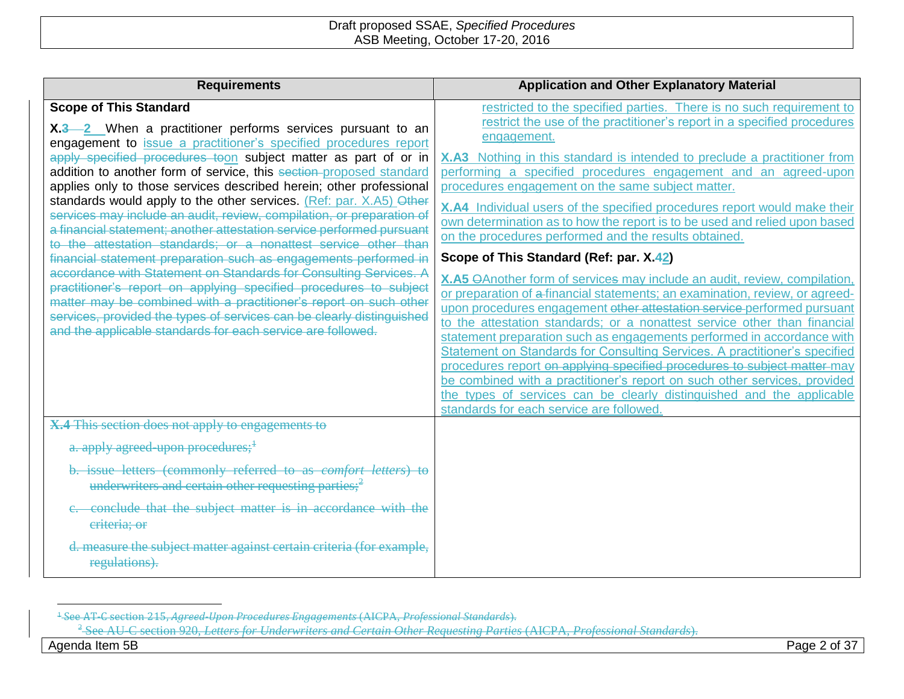| Requirements | Application and Other Explanatory Material |
|---|---|
| **Scope of This Standard**<br><br>**X.3 2** When a practitioner performs services pursuant to an engagement to issue a practitioner's specified procedures report apply specified procedures toon subject matter as part of or in addition to another form of service, this section proposed standard applies only to those services described herein; other professional standards would apply to the other services. (Ref: par. X.A5) Other services may include an audit, review, compilation, or preparation of a financial statement; another attestation service performed pursuant to the attestation standards; or a nonattest service other than financial statement preparation such as engagements performed in accordance with Statement on Standards for Consulting Services. A practitioner's report on applying specified procedures to subject matter may be combined with a practitioner's report on such other services, provided the types of services can be clearly distinguished and the applicable standards for each service are followed. | restricted to the specified parties. There is no such requirement to restrict the use of the practitioner's report in a specified procedures engagement.<br><br>**X.A3** Nothing in this standard is intended to preclude a practitioner from performing a specified procedures engagement and an agreed-upon procedures engagement on the same subject matter.<br><br>**X.A4** Individual users of the specified procedures report would make their own determination as to how the report is to be used and relied upon based on the procedures performed and the results obtained.<br><br>**Scope of This Standard (Ref: par. X.42)**<br><br>**X.A5** OAnother form of services may include an audit, review, compilation, or preparation of a financial statements; an examination, review, or agreed-upon procedures engagement other attestation service performed pursuant to the attestation standards; or a nonattest service other than financial statement preparation such as engagements performed in accordance with Statement on Standards for Consulting Services. A practitioner's specified procedures report on applying specified procedures to subject matter may be combined with a practitioner's report on such other services, provided the types of services can be clearly distinguished and the applicable standards for each service are followed. |
| **X.4** This section does not apply to engagements to<br><br>a. apply agreed-upon procedures;[1]<br><br>b. issue letters (commonly referred to as *comfort letters*) to underwriters and certain other requesting parties;[2]<br><br>c. conclude that the subject matter is in accordance with the criteria; or<br><br>d. measure the subject matter against certain criteria (for example, regulations). | |

[1] See AT-C section 215, *Agreed-Upon Procedures Engagements* (AICPA, *Professional Standards*).

[2] See AU-C section 920, *Letters for Underwriters and Certain Other Requesting Parties* (AICPA, *Professional Standards*).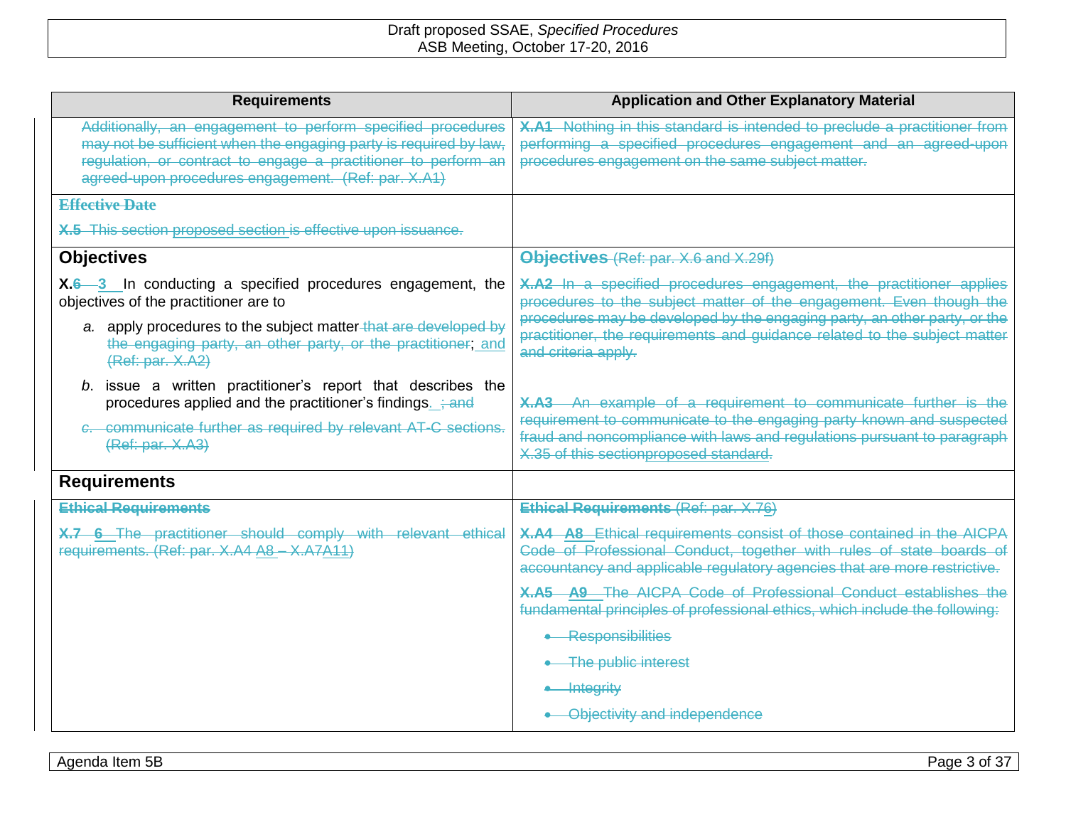| Requirements | Application and Other Explanatory Material |
|---|---|
| ~~Additionally, an engagement to perform specified procedures may not be sufficient when the engaging party is required by law, regulation, or contract to engage a practitioner to perform an agreed-upon procedures engagement. (Ref: par. X.A1)~~ | ~~**X.A1** Nothing in this standard is intended to preclude a practitioner from performing a specified procedures engagement and an agreed-upon procedures engagement on the same subject matter.~~ |
| ~~**Effective Date**~~<br><br>~~**X.5** This section proposed section is effective upon issuance.~~ | |
| **Objectives**<br><br>**X.~~6~~ 3** In conducting a specified procedures engagement, the objectives of the practitioner are to<br><br>*a.* apply procedures to the subject matter ~~that are developed by the engaging party, an other party, or the practitioner~~; and ~~(Ref: par. X.A2)~~<br><br>*b.* issue a written practitioner's report that describes the procedures applied and the practitioner's findings. ~~; and~~<br><br>~~*c.* communicate further as required by relevant AT-C sections. (Ref: par. X.A3)~~ | ~~**Objectives** (Ref: par. X.6 and X.29f)~~<br><br>~~**X.A2** In a specified procedures engagement, the practitioner applies procedures to the subject matter of the engagement. Even though the procedures may be developed by the engaging party, an other party, or the practitioner, the requirements and guidance related to the subject matter and criteria apply.~~<br><br>~~**X.A3** An example of a requirement to communicate further is the requirement to communicate to the engaging party known and suspected fraud and noncompliance with laws and regulations pursuant to paragraph X.35 of this sectionproposed standard.~~ |
| **Requirements** | |
| ~~**Ethical Requirements**~~<br><br>~~**X.7** **6** The practitioner should comply with relevant ethical requirements. (Ref: par. X.A4 A8 – X.A7A11)~~ | ~~**Ethical Requirements** (Ref: par. X.76)~~<br><br>~~**X.A4** **A8** Ethical requirements consist of those contained in the AICPA Code of Professional Conduct, together with rules of state boards of accountancy and applicable regulatory agencies that are more restrictive.~~<br><br>~~**X.A5** **A9** The AICPA Code of Professional Conduct establishes the fundamental principles of professional ethics, which include the following:~~<br><br>• ~~Responsibilities~~<br>• ~~The public interest~~<br>• ~~Integrity~~<br>• ~~Objectivity and independence~~ |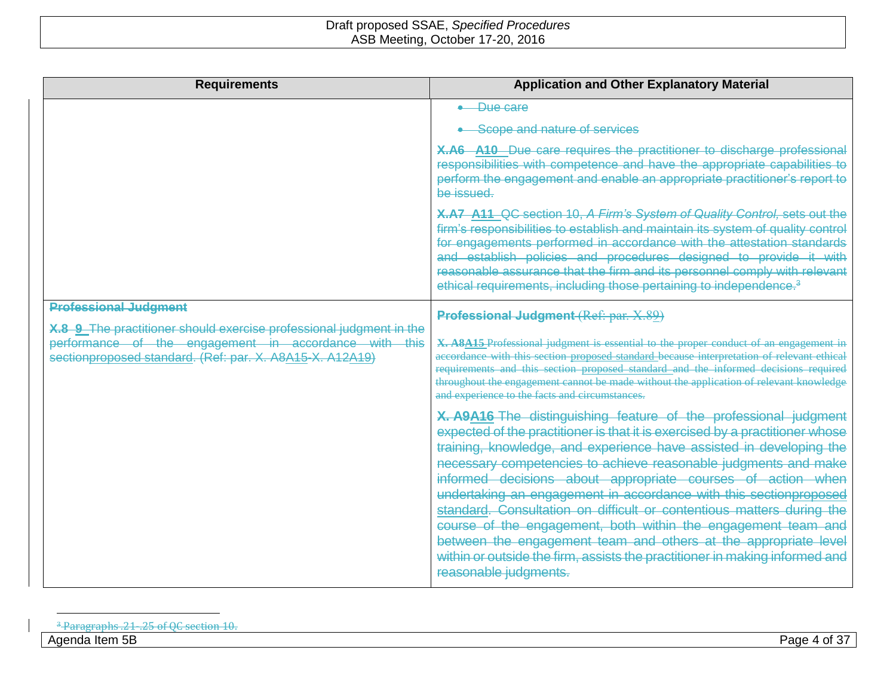| Requirements | Application and Other Explanatory Material |
|---|---|
| | • Due care<br><br>• Scope and nature of services<br><br>**X.A6 A10** Due care requires the practitioner to discharge professional responsibilities with competence and have the appropriate capabilities to perform the engagement and enable an appropriate practitioner's report to be issued.<br><br>**X.A7 A11** QC section 10, *A Firm's System of Quality Control,* sets out the firm's responsibilities to establish and maintain its system of quality control for engagements performed in accordance with the attestation standards and establish policies and procedures designed to provide it with reasonable assurance that the firm and its personnel comply with relevant ethical requirements, including those pertaining to independence.[3] |
| **Professional Judgment**<br><br>**X.8 9** The practitioner should exercise professional judgment in the performance of the engagement in accordance with this sectionproposed standard. (Ref: par. X. A8A15-X. A12A19) | **Professional Judgment** (Ref: par. X.89)<br><br>**X. A8A15** Professional judgment is essential to the proper conduct of an engagement in accordance with this section proposed standard because interpretation of relevant ethical requirements and this section proposed standard and the informed decisions required throughout the engagement cannot be made without the application of relevant knowledge and experience to the facts and circumstances.<br><br>**X. A9A16** The distinguishing feature of the professional judgment expected of the practitioner is that it is exercised by a practitioner whose training, knowledge, and experience have assisted in developing the necessary competencies to achieve reasonable judgments and make informed decisions about appropriate courses of action when undertaking an engagement in accordance with this sectionproposed standard. Consultation on difficult or contentious matters during the course of the engagement, both within the engagement team and between the engagement team and others at the appropriate level within or outside the firm, assists the practitioner in making informed and reasonable judgments. |

[3] Paragraphs .21-.25 of QC section 10.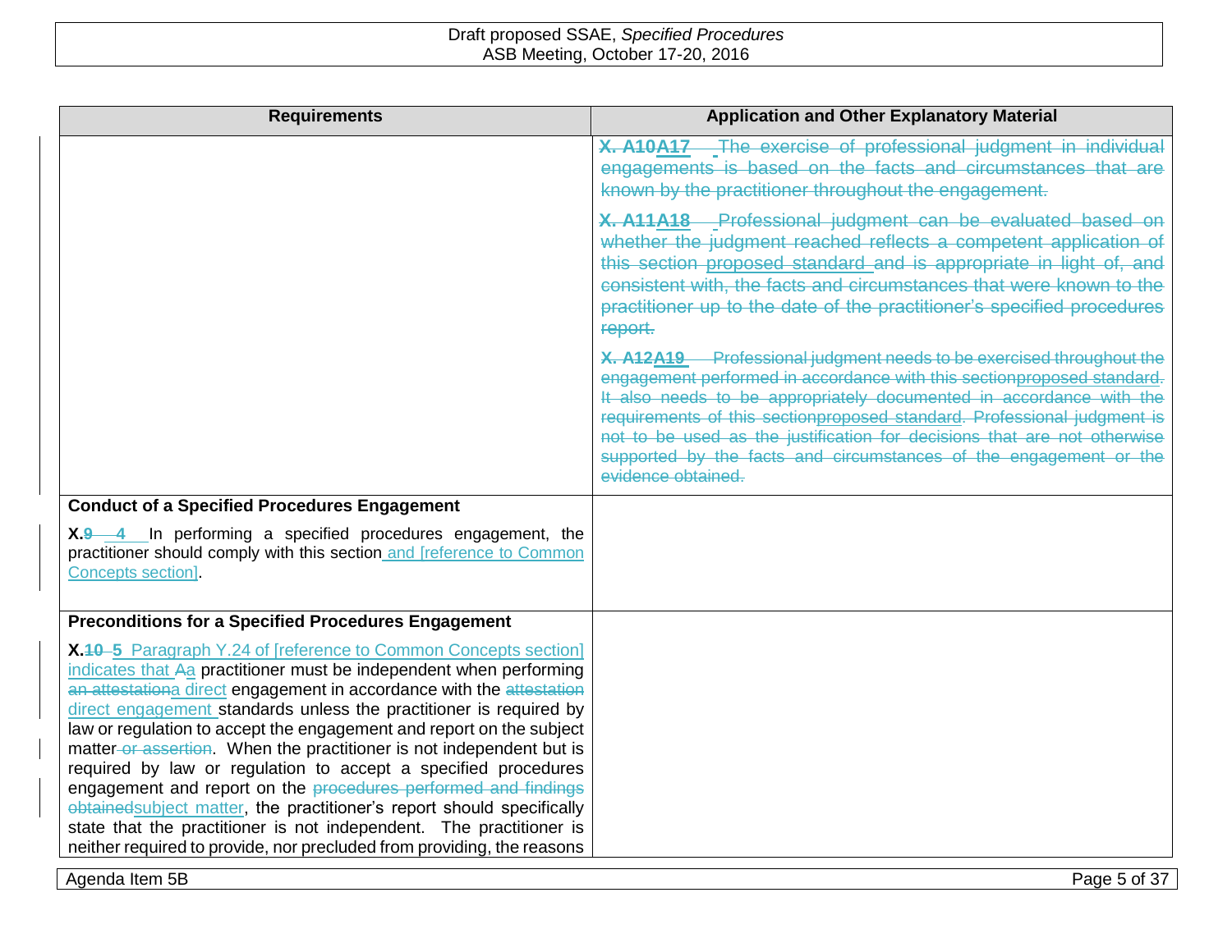| Requirements | Application and Other Explanatory Material |
|---|---|
| | ~~X. A10~~**A17** ~~The exercise of professional judgment in individual engagements is based on the facts and circumstances that are known by the practitioner throughout the engagement.~~<br><br>~~X. A11~~**A18** ~~Professional judgment can be evaluated based on whether the judgment reached reflects a competent application of this section~~ proposed standard ~~and is appropriate in light of, and consistent with, the facts and circumstances that were known to the practitioner up to the date of the practitioner's specified procedures report.~~<br><br>~~X. A12~~**A19** ~~Professional judgment needs to be exercised throughout the engagement performed in accordance with this section~~proposed standard~~. It also needs to be appropriately documented in accordance with the requirements of this section~~proposed standard~~. Professional judgment is not to be used as the justification for decisions that are not otherwise supported by the facts and circumstances of the engagement or the evidence obtained.~~ |
| **Conduct of a Specified Procedures Engagement**<br><br>**X.~~9~~ 4** In performing a specified procedures engagement, the practitioner should comply with this section and [reference to Common Concepts section]. | |
| **Preconditions for a Specified Procedures Engagement**<br><br>**X.~~10~~ 5** Paragraph Y.24 of [reference to Common Concepts section] indicates that ~~A~~a practitioner must be independent when performing ~~an attestation~~a direct engagement in accordance with the ~~attestation~~ direct engagement standards unless the practitioner is required by law or regulation to accept the engagement and report on the subject matter ~~or assertion~~. When the practitioner is not independent but is required by law or regulation to accept a specified procedures engagement and report on the ~~procedures performed and findings obtained~~subject matter, the practitioner's report should specifically state that the practitioner is not independent. The practitioner is neither required to provide, nor precluded from providing, the reasons | |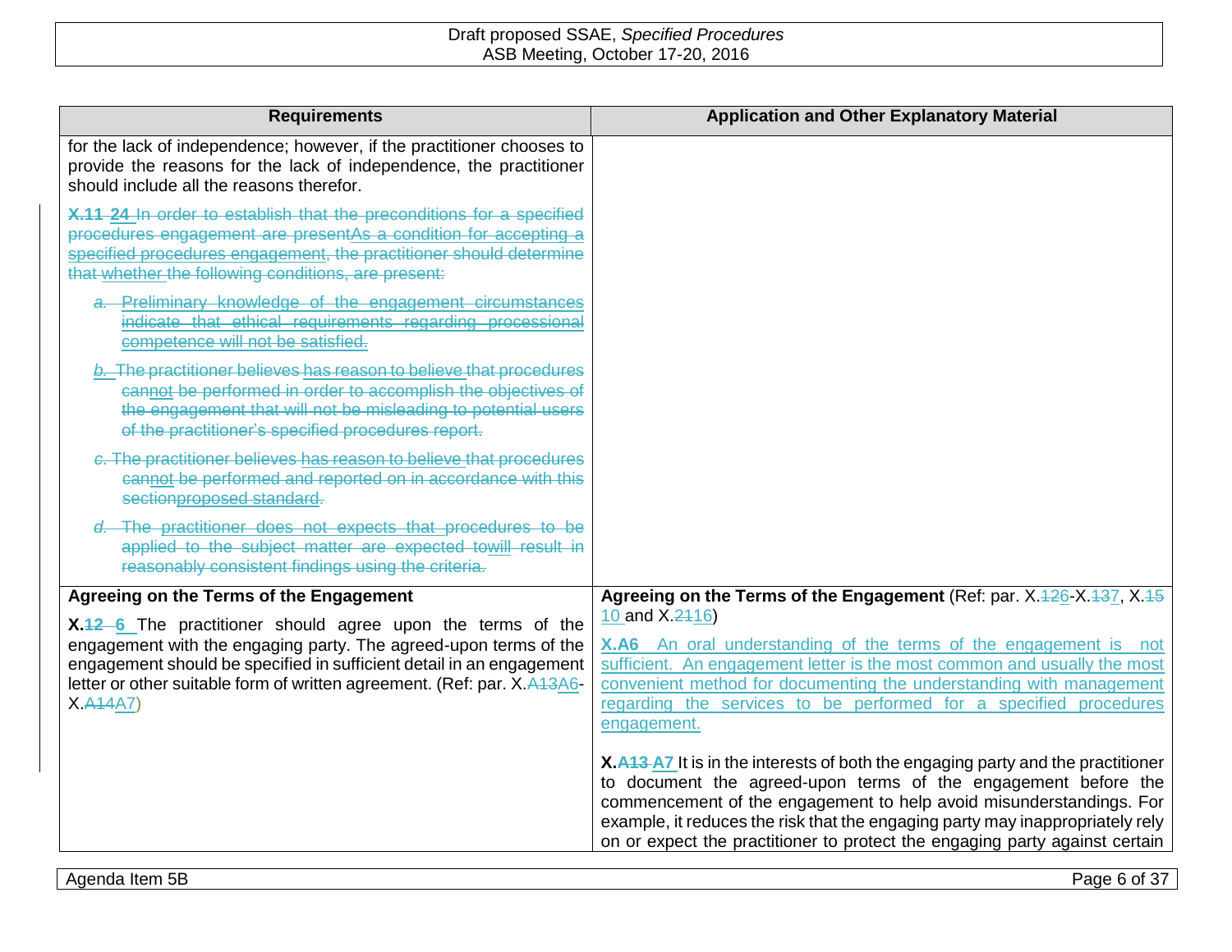| Requirements | Application and Other Explanatory Material |
| --- | --- |
| for the lack of independence; however, if the practitioner chooses to provide the reasons for the lack of independence, the practitioner should include all the reasons therefor.<br><br>**X.11 24** In order to establish that the preconditions for a specified procedures engagement are presentAs a condition for accepting a specified procedures engagement, the practitioner should determine that whether the following conditions, are present:<br><br>*a.* Preliminary knowledge of the engagement circumstances indicate that ethical requirements regarding processional competence will not be satisfied.<br><br>*b.* The practitioner believes has reason to believe that procedures cannot be performed in order to accomplish the objectives of the engagement that will not be misleading to potential users of the practitioner's specified procedures report.<br><br>*c.* The practitioner believes has reason to believe that procedures cannot be performed and reported on in accordance with this sectionproposed standard.<br><br>*d.* The practitioner does not expects that procedures to be applied to the subject matter are expected towill result in reasonably consistent findings using the criteria. | |
| **Agreeing on the Terms of the Engagement**<br><br>**X.12 6** The practitioner should agree upon the terms of the engagement with the engaging party. The agreed-upon terms of the engagement should be specified in sufficient detail in an engagement letter or other suitable form of written agreement. (Ref: par. X.A13A6-X.A14A7) | **Agreeing on the Terms of the Engagement** (Ref: par. X.126-X.137, X.15 10 and X.2116)<br><br>**X.A6** An oral understanding of the terms of the engagement is not sufficient. An engagement letter is the most common and usually the most convenient method for documenting the understanding with management regarding the services to be performed for a specified procedures engagement.<br><br>**X.A13 A7** It is in the interests of both the engaging party and the practitioner to document the agreed-upon terms of the engagement before the commencement of the engagement to help avoid misunderstandings. For example, it reduces the risk that the engaging party may inappropriately rely on or expect the practitioner to protect the engaging party against certain |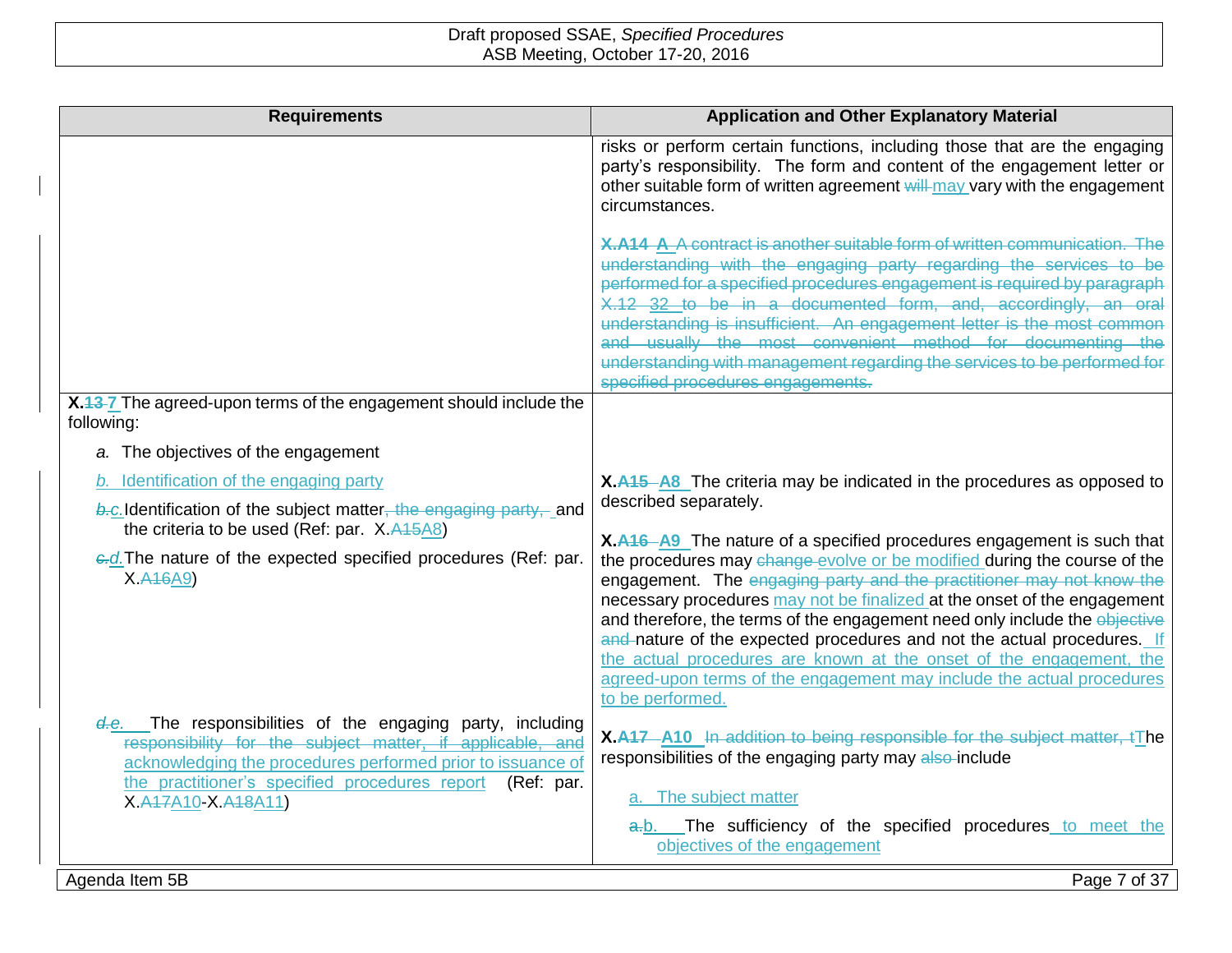| Requirements | Application and Other Explanatory Material |
|---|---|
| | risks or perform certain functions, including those that are the engaging party's responsibility. The form and content of the engagement letter or other suitable form of written agreement ~~will~~ may vary with the engagement circumstances.<br><br>~~**X.A14** **A** A contract is another suitable form of written communication. The understanding with the engaging party regarding the services to be performed for a specified procedures engagement is required by paragraph X.12 32 to be in a documented form, and, accordingly, an oral understanding is insufficient. An engagement letter is the most common and usually the most convenient method for documenting the understanding with management regarding the services to be performed for specified procedures engagements.~~ |
| **X.~~13~~ 7** The agreed-upon terms of the engagement should include the following:<br><br>*a.* The objectives of the engagement<br><br>*b.* Identification of the engaging party<br><br>~~*b.*~~*c.* Identification of the subject matter~~, the engaging party,~~ and the criteria to be used (Ref: par. X.~~A15~~A8)<br><br>~~*c.*~~*d.* The nature of the expected specified procedures (Ref: par. X.~~A16~~A9)<br><br>~~*d.*~~*e.* The responsibilities of the engaging party, including ~~responsibility for the subject matter~~, if applicable, and acknowledging the procedures performed prior to issuance of the practitioner's specified procedures report (Ref: par. X.~~A17~~A10-X.~~A18~~A11) | **X.~~A15~~ A8** The criteria may be indicated in the procedures as opposed to described separately.<br><br>**X.~~A16~~ A9** The nature of a specified procedures engagement is such that the procedures may ~~change~~ evolve or be modified during the course of the engagement. The ~~engaging party and the practitioner may not know the~~ necessary procedures may not be finalized at the onset of the engagement and therefore, the terms of the engagement need only include the ~~objective and~~ nature of the expected procedures and not the actual procedures. If the actual procedures are known at the onset of the engagement, the agreed-upon terms of the engagement may include the actual procedures to be performed.<br><br>**X.~~A17~~ A10** ~~In addition to being responsible for the subject matter, t~~The responsibilities of the engaging party may ~~also~~ include<br><br>a. The subject matter<br><br>~~a.~~b. The sufficiency of the specified procedures to meet the objectives of the engagement |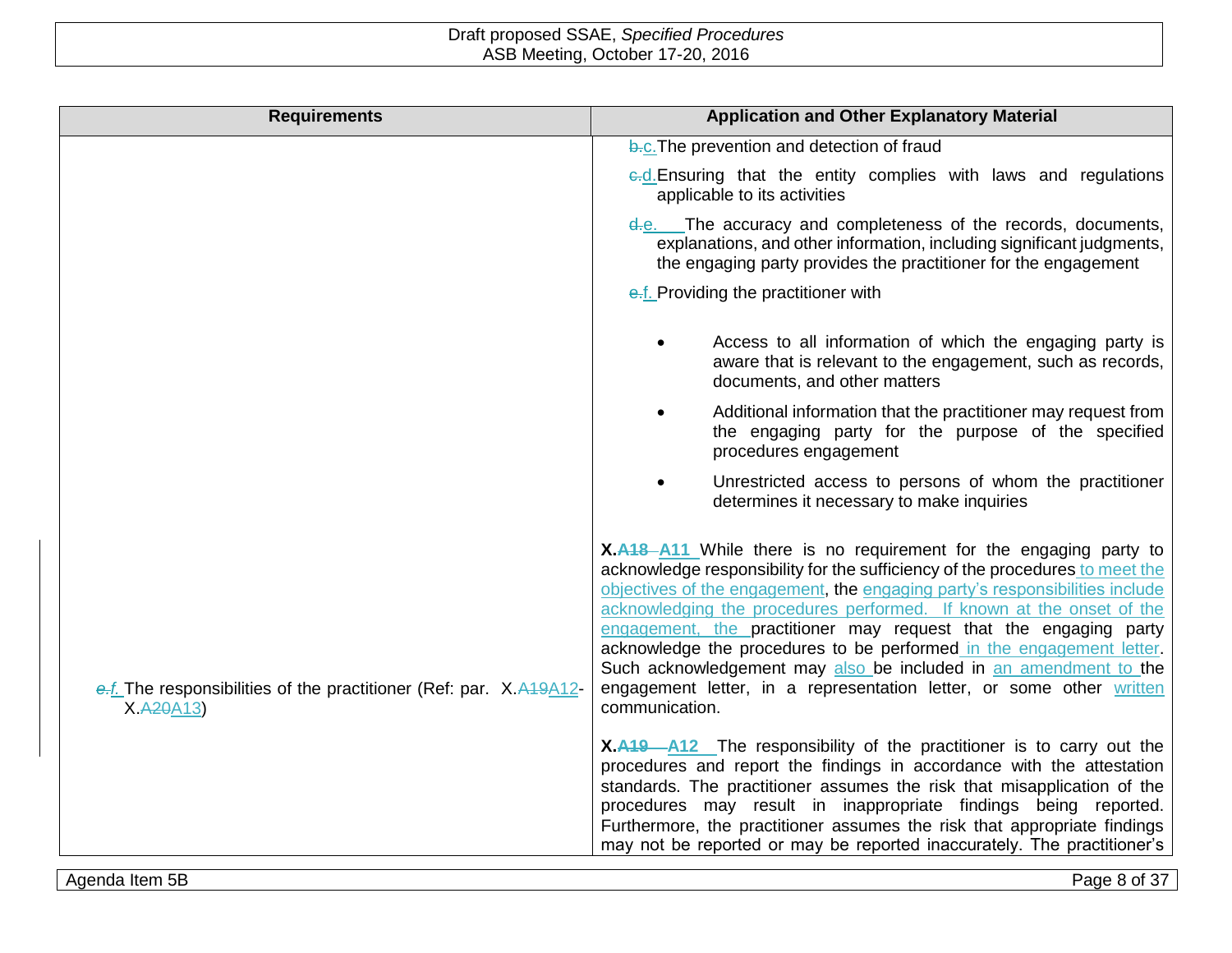| Requirements | Application and Other Explanatory Material |
|---|---|
| | ~~b.~~c. The prevention and detection of fraud<br><br>~~c.~~d. Ensuring that the entity complies with laws and regulations applicable to its activities<br><br>~~d.~~e. The accuracy and completeness of the records, documents, explanations, and other information, including significant judgments, the engaging party provides the practitioner for the engagement<br><br>~~e.~~f. Providing the practitioner with<br><br>• Access to all information of which the engaging party is aware that is relevant to the engagement, such as records, documents, and other matters<br><br>• Additional information that the practitioner may request from the engaging party for the purpose of the specified procedures engagement<br><br>• Unrestricted access to persons of whom the practitioner determines it necessary to make inquiries |
| ~~e.~~*f.* The responsibilities of the practitioner (Ref: par. X.~~A19~~A12-X.~~A20~~A13) | **X.~~A18~~ A11** While there is no requirement for the engaging party to acknowledge responsibility for the sufficiency of the procedures to meet the objectives of the engagement, the engaging party's responsibilities include acknowledging the procedures performed. If known at the onset of the engagement, the practitioner may request that the engaging party acknowledge the procedures to be performed in the engagement letter. Such acknowledgement may also be included in an amendment to the engagement letter, in a representation letter, or some other written communication.<br><br>**X.~~A19~~ A12** The responsibility of the practitioner is to carry out the procedures and report the findings in accordance with the attestation standards. The practitioner assumes the risk that misapplication of the procedures may result in inappropriate findings being reported. Furthermore, the practitioner assumes the risk that appropriate findings may not be reported or may be reported inaccurately. The practitioner's |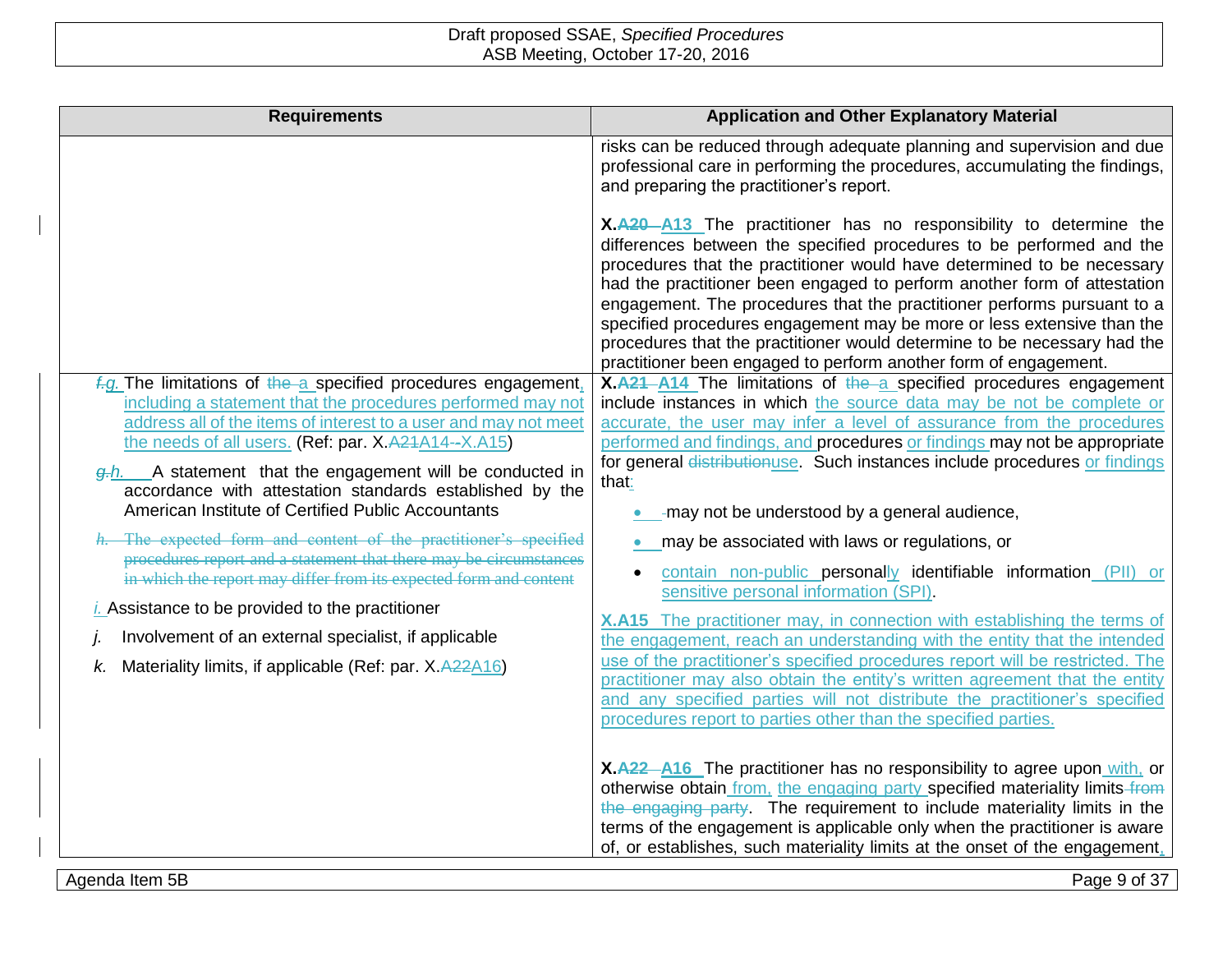| Requirements | Application and Other Explanatory Material |
|---|---|
| | risks can be reduced through adequate planning and supervision and due professional care in performing the procedures, accumulating the findings, and preparing the practitioner's report.<br><br>**X.~~A20~~ A13** The practitioner has no responsibility to determine the differences between the specified procedures to be performed and the procedures that the practitioner would have determined to be necessary had the practitioner been engaged to perform another form of attestation engagement. The procedures that the practitioner performs pursuant to a specified procedures engagement may be more or less extensive than the procedures that the practitioner would determine to be necessary had the practitioner been engaged to perform another form of engagement. |
| ~~f.~~g. The limitations of ~~the~~ a specified procedures engagement, including a statement that the procedures performed may not address all of the items of interest to a user and may not meet the needs of all users. (Ref: par. X.~~A21~~A14–X.A15)<br><br>~~g.~~h. A statement that the engagement will be conducted in accordance with attestation standards established by the American Institute of Certified Public Accountants<br><br>~~h. The expected form and content of the practitioner's specified procedures report and a statement that there may be circumstances in which the report may differ from its expected form and content~~<br><br>i. Assistance to be provided to the practitioner<br><br>j. Involvement of an external specialist, if applicable<br><br>k. Materiality limits, if applicable (Ref: par. X.~~A22~~A16) | **X.~~A21~~ A14** The limitations of ~~the~~ a specified procedures engagement include instances in which the source data may be not be complete or accurate, the user may infer a level of assurance from the procedures performed and findings, and procedures or findings may not be appropriate for general ~~distribution~~use. Such instances include procedures or findings that:<br><br>• may not be understood by a general audience,<br>• may be associated with laws or regulations, or<br>• contain non-public personally identifiable information (PII) or sensitive personal information (SPI).<br><br>**X.A15** The practitioner may, in connection with establishing the terms of the engagement, reach an understanding with the entity that the intended use of the practitioner's specified procedures report will be restricted. The practitioner may also obtain the entity's written agreement that the entity and any specified parties will not distribute the practitioner's specified procedures report to parties other than the specified parties.<br><br>**X.~~A22~~ A16** The practitioner has no responsibility to agree upon with, or otherwise obtain from, the engaging party specified materiality limits ~~from the engaging party~~. The requirement to include materiality limits in the terms of the engagement is applicable only when the practitioner is aware of, or establishes, such materiality limits at the onset of the engagement. |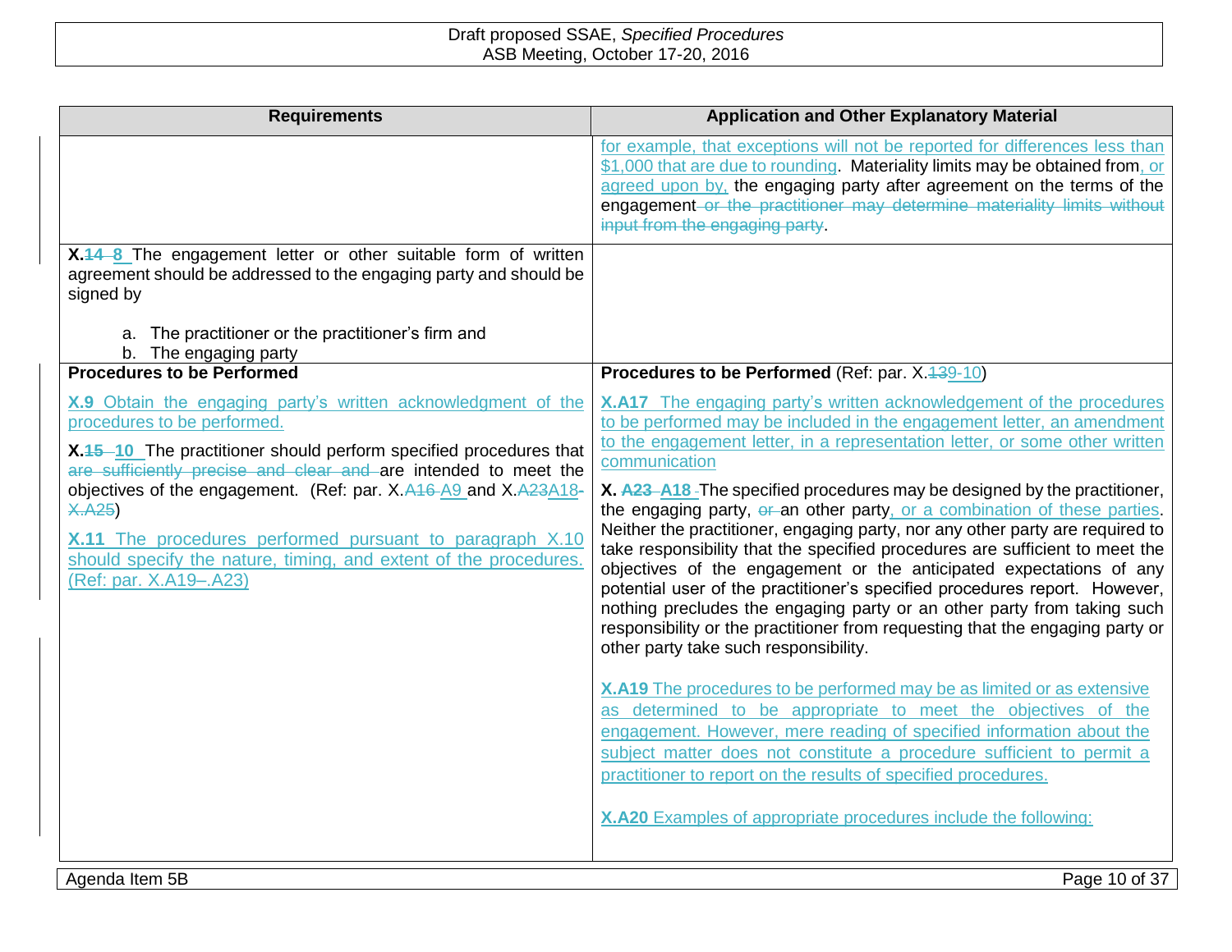| Requirements | Application and Other Explanatory Material |
|---|---|
| | for example, that exceptions will not be reported for differences less than $1,000 that are due to rounding. Materiality limits may be obtained from, or agreed upon by, the engaging party after agreement on the terms of the engagement ~~or the practitioner may determine materiality limits without input from the engaging party~~. |
| **X.~~14~~ 8** The engagement letter or other suitable form of written agreement should be addressed to the engaging party and should be signed by<br><br>a. The practitioner or the practitioner's firm and<br>b. The engaging party | |
| **Procedures to be Performed**<br><br>**X.9** Obtain the engaging party's written acknowledgment of the procedures to be performed.<br><br>**X.~~15~~ 10** The practitioner should perform specified procedures that ~~are sufficiently precise and clear and~~ are intended to meet the objectives of the engagement. (Ref: par. X.~~A16~~ A9 and X.~~A23~~A18-~~X.A25~~)<br><br>**X.11** The procedures performed pursuant to paragraph X.10 should specify the nature, timing, and extent of the procedures. (Ref: par. X.A19–.A23) | **Procedures to be Performed** (Ref: par. X.~~13~~9-10)<br><br>**X.A17** The engaging party's written acknowledgement of the procedures to be performed may be included in the engagement letter, an amendment to the engagement letter, in a representation letter, or some other written communication<br><br>**X. ~~A23~~ A18** The specified procedures may be designed by the practitioner, the engaging party, ~~or~~ an other party, or a combination of these parties. Neither the practitioner, engaging party, nor any other party are required to take responsibility that the specified procedures are sufficient to meet the objectives of the engagement or the anticipated expectations of any potential user of the practitioner's specified procedures report. However, nothing precludes the engaging party or an other party from taking such responsibility or the practitioner from requesting that the engaging party or other party take such responsibility.<br><br>**X.A19** The procedures to be performed may be as limited or as extensive as determined to be appropriate to meet the objectives of the engagement. However, mere reading of specified information about the subject matter does not constitute a procedure sufficient to permit a practitioner to report on the results of specified procedures.<br><br>**X.A20** Examples of appropriate procedures include the following: |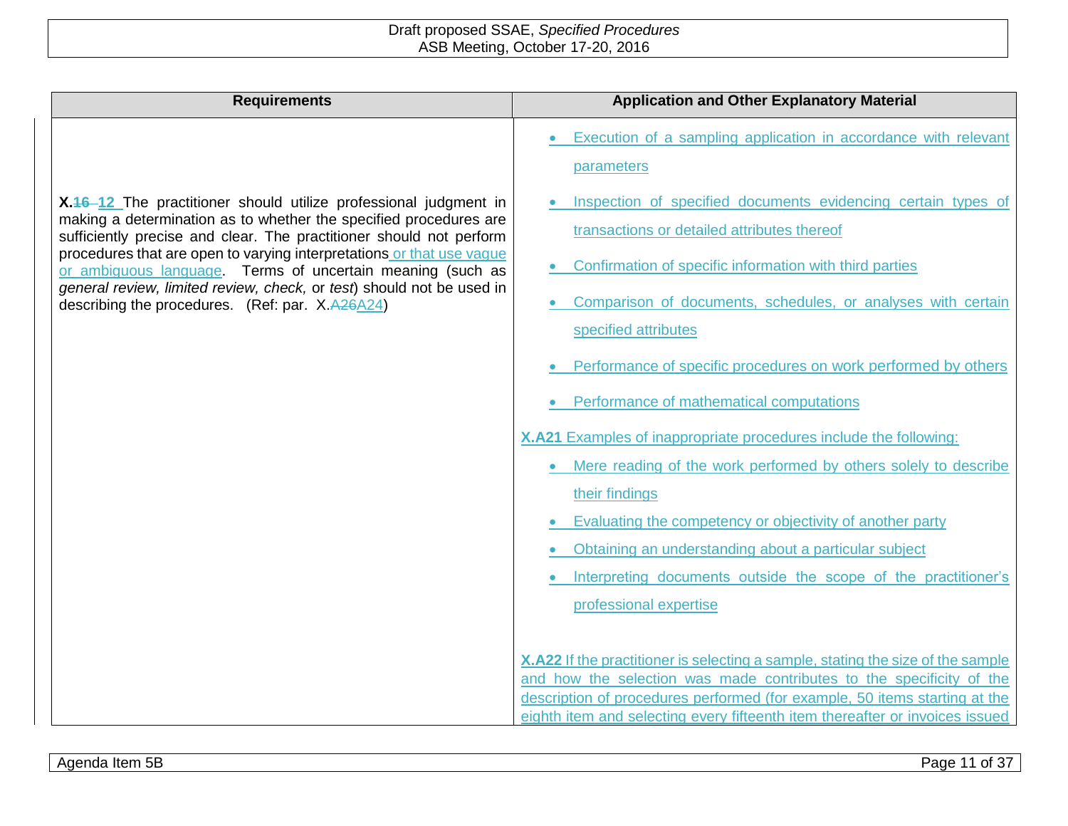| Requirements | Application and Other Explanatory Material |
|---|---|
| **X.~~16~~ 12** The practitioner should utilize professional judgment in making a determination as to whether the specified procedures are sufficiently precise and clear. The practitioner should not perform procedures that are open to varying interpretations or that use vague or ambiguous language. Terms of uncertain meaning (such as *general review, limited review, check,* or *test*) should not be used in describing the procedures. (Ref: par. X.~~A26~~A24) | • Execution of a sampling application in accordance with relevant parameters<br>• Inspection of specified documents evidencing certain types of transactions or detailed attributes thereof<br>• Confirmation of specific information with third parties<br>• Comparison of documents, schedules, or analyses with certain specified attributes<br>• Performance of specific procedures on work performed by others<br>• Performance of mathematical computations<br><br>**X.A21** Examples of inappropriate procedures include the following:<br>• Mere reading of the work performed by others solely to describe their findings<br>• Evaluating the competency or objectivity of another party<br>• Obtaining an understanding about a particular subject<br>• Interpreting documents outside the scope of the practitioner's professional expertise<br><br>**X.A22** If the practitioner is selecting a sample, stating the size of the sample and how the selection was made contributes to the specificity of the description of procedures performed (for example, 50 items starting at the eighth item and selecting every fifteenth item thereafter or invoices issued |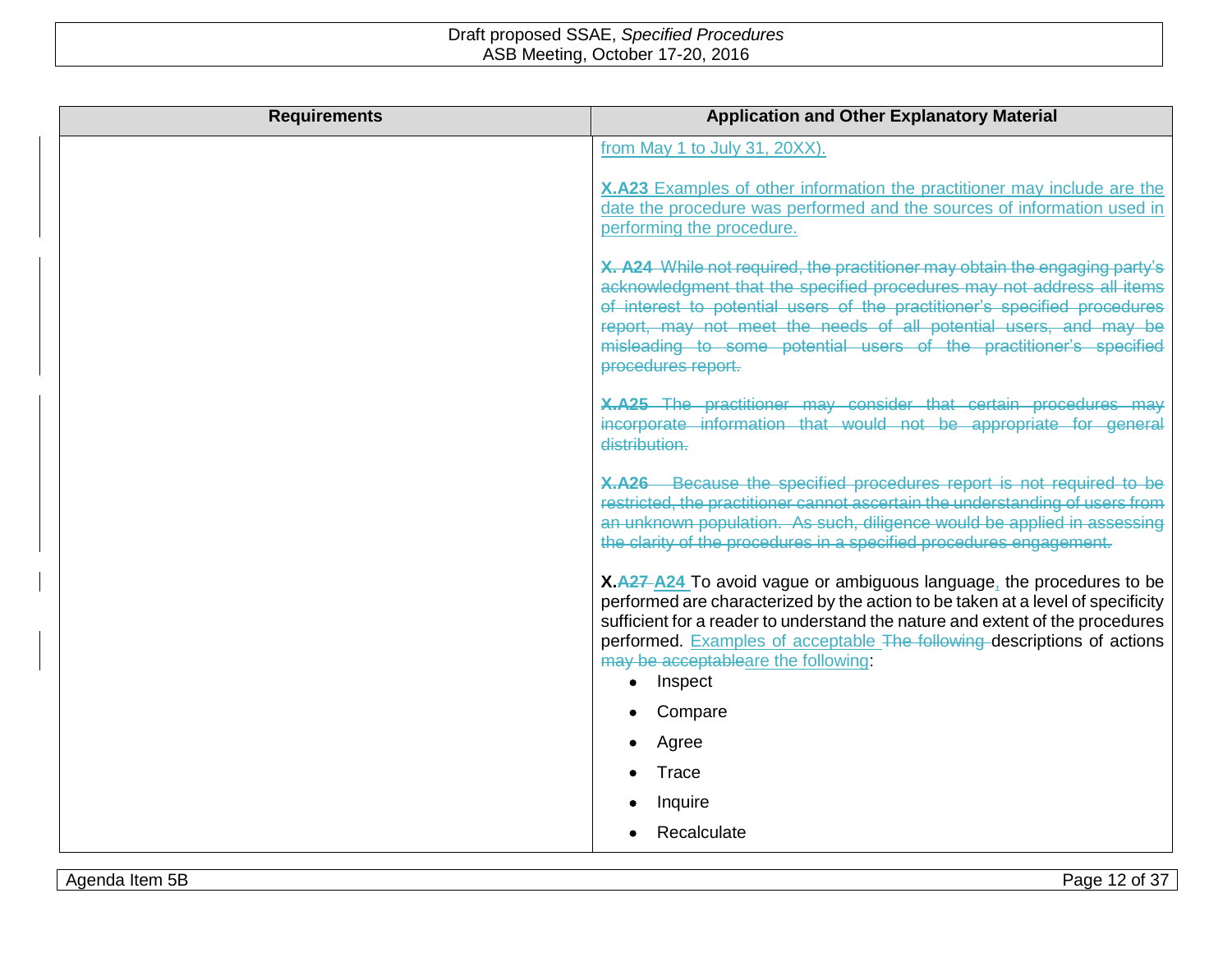| Requirements | Application and Other Explanatory Material |
|---|---|
| | from May 1 to July 31, 20XX). |
| | **X.A23** Examples of other information the practitioner may include are the date the procedure was performed and the sources of information used in performing the procedure. |
| | ~~**X. A24** While not required, the practitioner may obtain the engaging party's acknowledgment that the specified procedures may not address all items of interest to potential users of the practitioner's specified procedures report, may not meet the needs of all potential users, and may be misleading to some potential users of the practitioner's specified procedures report.~~ |
| | ~~**X.A25** The practitioner may consider that certain procedures may incorporate information that would not be appropriate for general distribution.~~ |
| | ~~**X.A26** Because the specified procedures report is not required to be restricted, the practitioner cannot ascertain the understanding of users from an unknown population. As such, diligence would be applied in assessing the clarity of the procedures in a specified procedures engagement.~~ |
| | **X.~~A27~~ A24** To avoid vague or ambiguous language, the procedures to be performed are characterized by the action to be taken at a level of specificity sufficient for a reader to understand the nature and extent of the procedures performed. Examples of acceptable ~~The following~~ descriptions of actions ~~may be acceptable~~are the following:<br>• Inspect<br>• Compare<br>• Agree<br>• Trace<br>• Inquire<br>• Recalculate |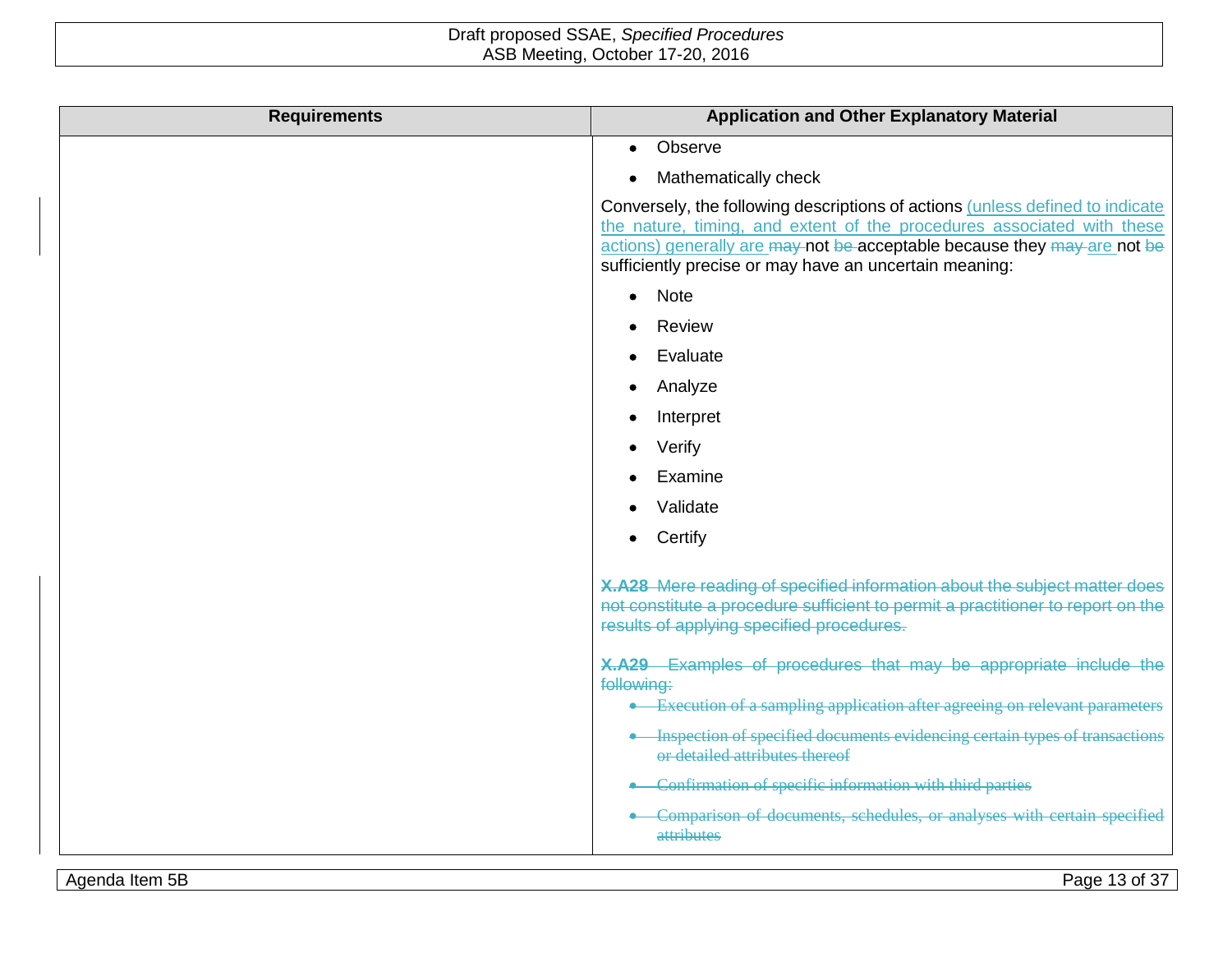| Requirements | Application and Other Explanatory Material |
|---|---|
| | • Observe<br>• Mathematically check<br>Conversely, the following descriptions of actions (unless defined to indicate the nature, timing, and extent of the procedures associated with these actions) generally are ~~may~~ not ~~be~~ acceptable because they ~~may~~ are not ~~be~~ sufficiently precise or may have an uncertain meaning:<br>• Note<br>• Review<br>• Evaluate<br>• Analyze<br>• Interpret<br>• Verify<br>• Examine<br>• Validate<br>• Certify<br><br>~~**X.A28** Mere reading of specified information about the subject matter does not constitute a procedure sufficient to permit a practitioner to report on the results of applying specified procedures.~~<br><br>~~**X.A29** Examples of procedures that may be appropriate include the following:~~<br>• ~~Execution of a sampling application after agreeing on relevant parameters~~<br>• ~~Inspection of specified documents evidencing certain types of transactions or detailed attributes thereof~~<br>• ~~Confirmation of specific information with third parties~~<br>• ~~Comparison of documents, schedules, or analyses with certain specified attributes~~ |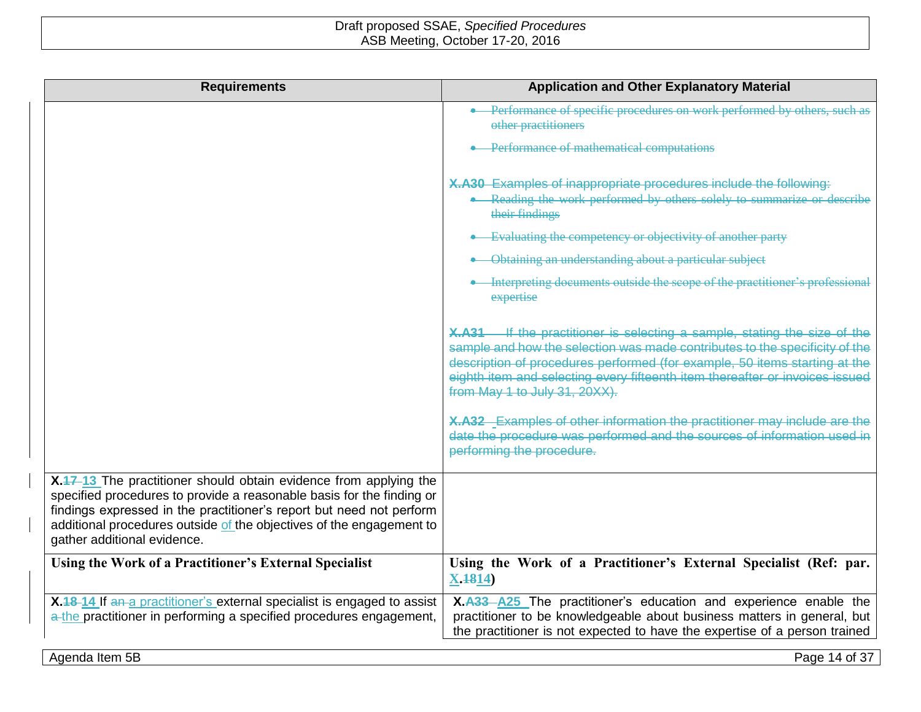| Requirements | Application and Other Explanatory Material |
| --- | --- |
| | ~~• Performance of specific procedures on work performed by others, such as other practitioners~~<br><br>~~• Performance of mathematical computations~~<br><br>~~**X.A30** Examples of inappropriate procedures include the following:~~<br>~~• Reading the work performed by others solely to summarize or describe their findings~~<br>~~• Evaluating the competency or objectivity of another party~~<br>~~• Obtaining an understanding about a particular subject~~<br>~~• Interpreting documents outside the scope of the practitioner's professional expertise~~<br><br>~~**X.A31** If the practitioner is selecting a sample, stating the size of the sample and how the selection was made contributes to the specificity of the description of procedures performed (for example, 50 items starting at the eighth item and selecting every fifteenth item thereafter or invoices issued from May 1 to July 31, 20XX).~~<br><br>~~**X.A32** Examples of other information the practitioner may include are the date the procedure was performed and the sources of information used in performing the procedure.~~ |
| **X.~~17~~ 13** The practitioner should obtain evidence from applying the specified procedures to provide a reasonable basis for the finding or findings expressed in the practitioner's report but need not perform additional procedures outside of the objectives of the engagement to gather additional evidence. | |
| **Using the Work of a Practitioner's External Specialist** | **Using the Work of a Practitioner's External Specialist (Ref: par. X.~~18~~14)** |
| **X.~~18~~ 14** If ~~an~~ a practitioner's external specialist is engaged to assist ~~a~~ the practitioner in performing a specified procedures engagement, | **X.~~A33~~ A25** The practitioner's education and experience enable the practitioner to be knowledgeable about business matters in general, but the practitioner is not expected to have the expertise of a person trained |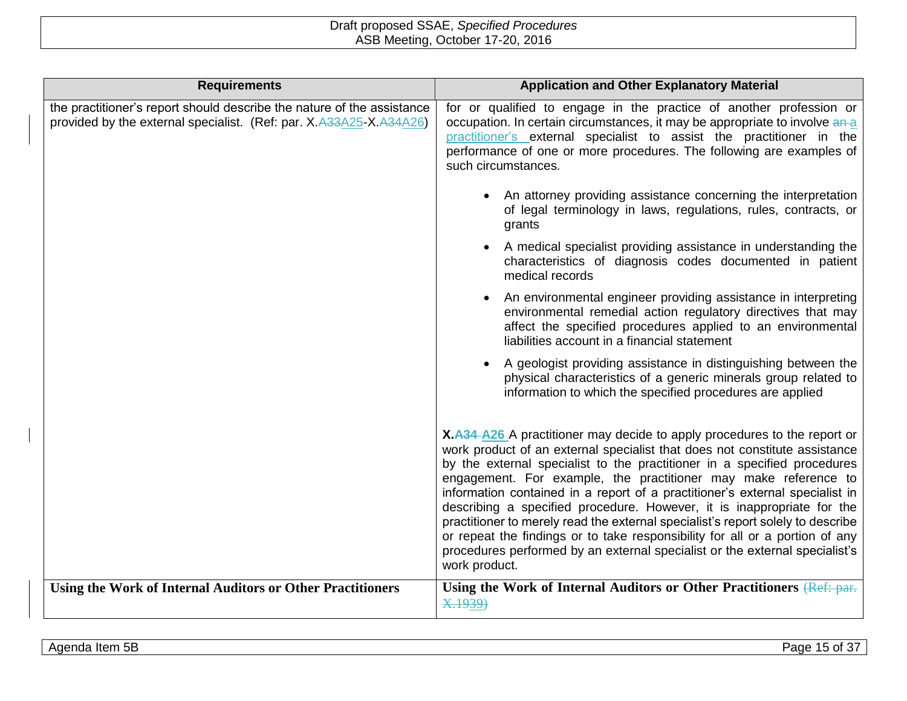| Requirements | Application and Other Explanatory Material |
|---|---|
| the practitioner's report should describe the nature of the assistance provided by the external specialist. (Ref: par. X.~~A33~~A25-X.~~A34~~A26) | for or qualified to engage in the practice of another profession or occupation. In certain circumstances, it may be appropriate to involve ~~an~~ a practitioner's external specialist to assist the practitioner in the performance of one or more procedures. The following are examples of such circumstances.<br><br>• An attorney providing assistance concerning the interpretation of legal terminology in laws, regulations, rules, contracts, or grants<br>• A medical specialist providing assistance in understanding the characteristics of diagnosis codes documented in patient medical records<br>• An environmental engineer providing assistance in interpreting environmental remedial action regulatory directives that may affect the specified procedures applied to an environmental liabilities account in a financial statement<br>• A geologist providing assistance in distinguishing between the physical characteristics of a generic minerals group related to information to which the specified procedures are applied<br><br>**X.~~A34~~ A26** A practitioner may decide to apply procedures to the report or work product of an external specialist that does not constitute assistance by the external specialist to the practitioner in a specified procedures engagement. For example, the practitioner may make reference to information contained in a report of a practitioner's external specialist in describing a specified procedure. However, it is inappropriate for the practitioner to merely read the external specialist's report solely to describe or repeat the findings or to take responsibility for all or a portion of any procedures performed by an external specialist or the external specialist's work product. |
| **Using the Work of Internal Auditors or Other Practitioners** | **Using the Work of Internal Auditors or Other Practitioners** ~~(Ref: par. X.1939)~~ |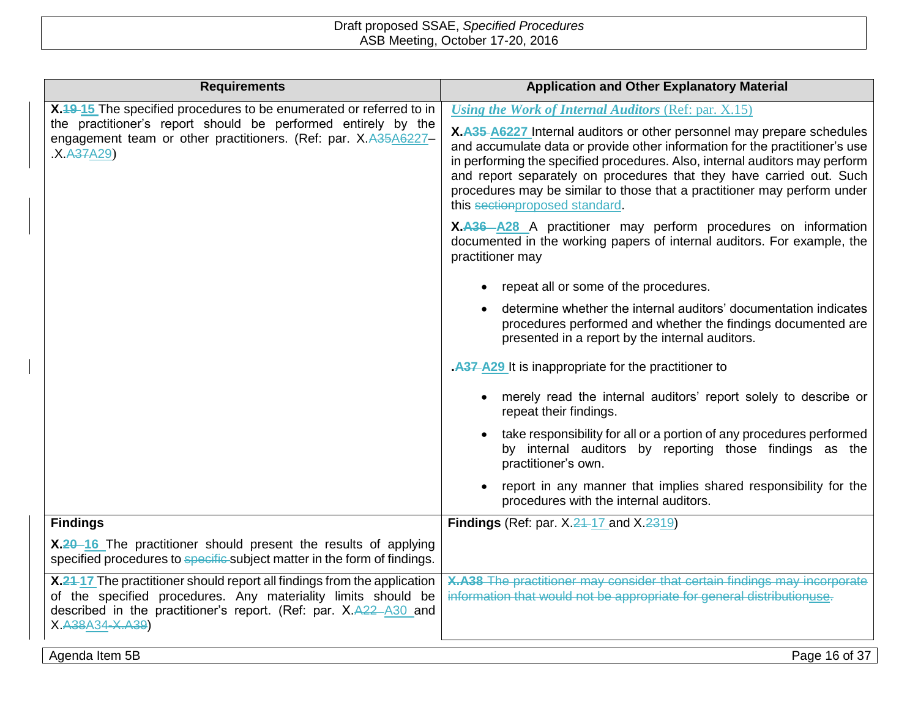| Requirements | Application and Other Explanatory Material |
|---|---|
| **X.~~19~~ 15** The specified procedures to be enumerated or referred to in the practitioner's report should be performed entirely by the engagement team or other practitioners. (Ref: par. X.~~A35~~A6227–.X.~~A37~~A29) | ***Using the Work of Internal Auditors*** (Ref: par. X.15)<br><br>**X.~~A35~~ A6227** Internal auditors or other personnel may prepare schedules and accumulate data or provide other information for the practitioner's use in performing the specified procedures. Also, internal auditors may perform and report separately on procedures that they have carried out. Such procedures may be similar to those that a practitioner may perform under this ~~section~~proposed standard.<br><br>**X.~~A36~~ A28** A practitioner may perform procedures on information documented in the working papers of internal auditors. For example, the practitioner may<br><br>• repeat all or some of the procedures.<br>• determine whether the internal auditors' documentation indicates procedures performed and whether the findings documented are presented in a report by the internal auditors.<br><br>**.~~A37~~ A29** It is inappropriate for the practitioner to<br><br>• merely read the internal auditors' report solely to describe or repeat their findings.<br>• take responsibility for all or a portion of any procedures performed by internal auditors by reporting those findings as the practitioner's own.<br>• report in any manner that implies shared responsibility for the procedures with the internal auditors. |
| **Findings**<br><br>**X.~~20~~ 16** The practitioner should present the results of applying specified procedures to ~~specific~~ subject matter in the form of findings. | **Findings** (Ref: par. X.~~21~~ 17 and X.~~23~~19) |
| **X.~~21~~ 17** The practitioner should report all findings from the application of the specified procedures. Any materiality limits should be described in the practitioner's report. (Ref: par. X.~~A22~~ A30 and X.~~A38~~A34~~-X.A39~~) | ~~**X.A38** The practitioner may consider that certain findings may incorporate information that would not be appropriate for general distribution~~~~use.~~ |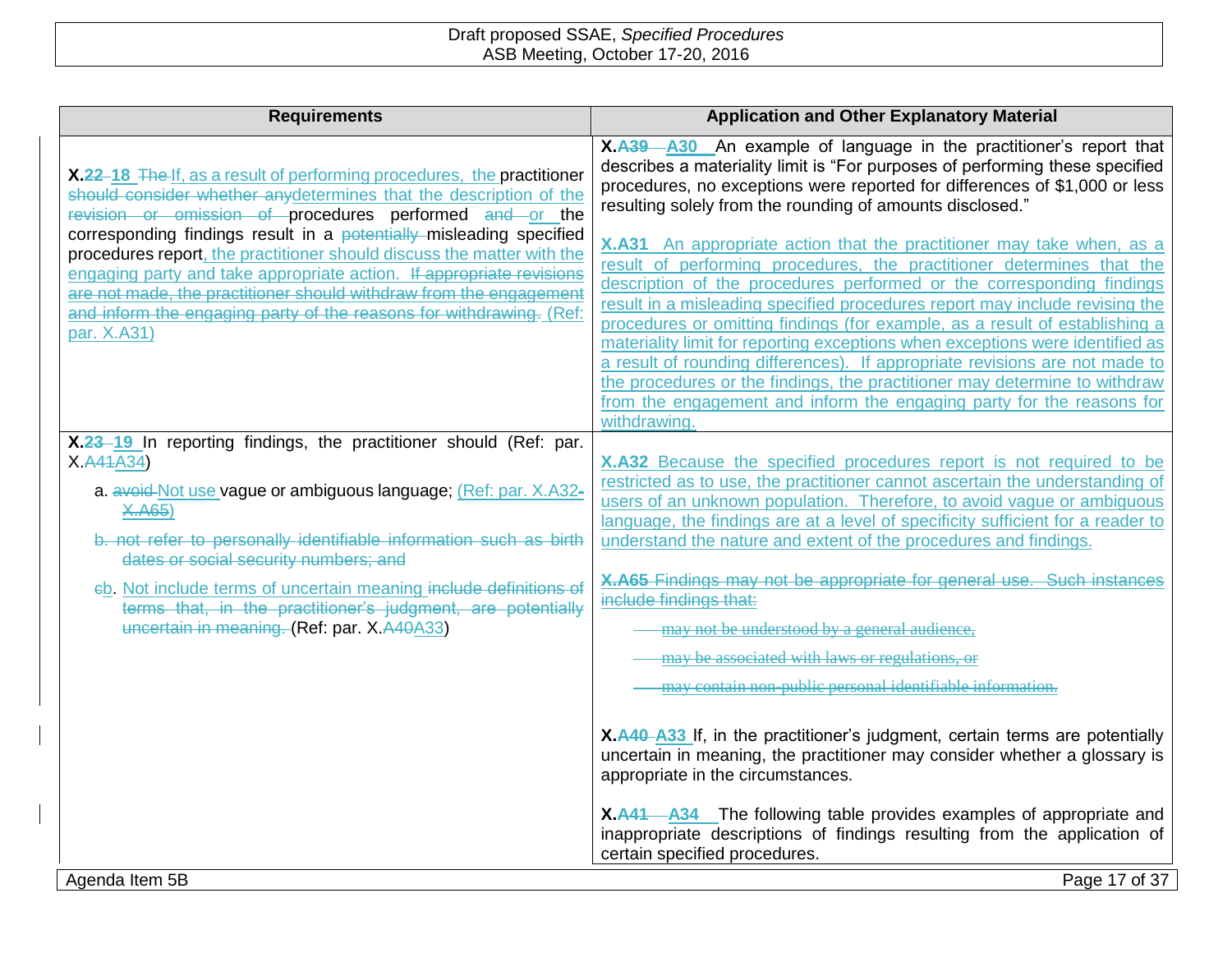| Requirements | Application and Other Explanatory Material |
|---|---|
| **X.~~22~~ 18** ~~The~~ If, as a result of performing procedures, the practitioner ~~should consider whether any~~determines that the description of the ~~revision or omission of~~ procedures performed ~~and~~ or the corresponding findings result in a ~~potentially~~ misleading specified procedures report, the practitioner should discuss the matter with the engaging party and take appropriate action. ~~If appropriate revisions are not made, the practitioner should withdraw from the engagement and inform the engaging party of the reasons for withdrawing.~~ (Ref: par. X.A31) | **X.~~A39~~ A30** An example of language in the practitioner's report that describes a materiality limit is "For purposes of performing these specified procedures, no exceptions were reported for differences of $1,000 or less resulting solely from the rounding of amounts disclosed."<br><br>**X.A31** An appropriate action that the practitioner may take when, as a result of performing procedures, the practitioner determines that the description of the procedures performed or the corresponding findings result in a misleading specified procedures report may include revising the procedures or omitting findings (for example, as a result of establishing a materiality limit for reporting exceptions when exceptions were identified as a result of rounding differences). If appropriate revisions are not made to the procedures or the findings, the practitioner may determine to withdraw from the engagement and inform the engaging party for the reasons for withdrawing. |
| **X.~~23~~ 19** In reporting findings, the practitioner should (Ref: par. X.~~A41~~A34)<br><br>a. ~~avoid~~ Not use vague or ambiguous language; (Ref: par. X.A32~~-X.A65~~)<br><br>~~b. not refer to personally identifiable information such as birth dates or social security numbers; and~~<br><br>~~c~~b. Not include terms of uncertain meaning ~~include definitions of terms that, in the practitioner's judgment, are potentially uncertain in meaning.~~ (Ref: par. X.~~A40~~A33) | **X.A32** Because the specified procedures report is not required to be restricted as to use, the practitioner cannot ascertain the understanding of users of an unknown population. Therefore, to avoid vague or ambiguous language, the findings are at a level of specificity sufficient for a reader to understand the nature and extent of the procedures and findings.<br><br>~~**X.A65** Findings may not be appropriate for general use. Such instances include findings that:~~<br><br>~~- may not be understood by a general audience,~~<br>~~- may be associated with laws or regulations, or~~<br>~~- may contain non-public personal identifiable information.~~<br><br>**X.~~A40~~ A33** If, in the practitioner's judgment, certain terms are potentially uncertain in meaning, the practitioner may consider whether a glossary is appropriate in the circumstances.<br><br>**X.~~A41~~ A34** The following table provides examples of appropriate and inappropriate descriptions of findings resulting from the application of certain specified procedures. |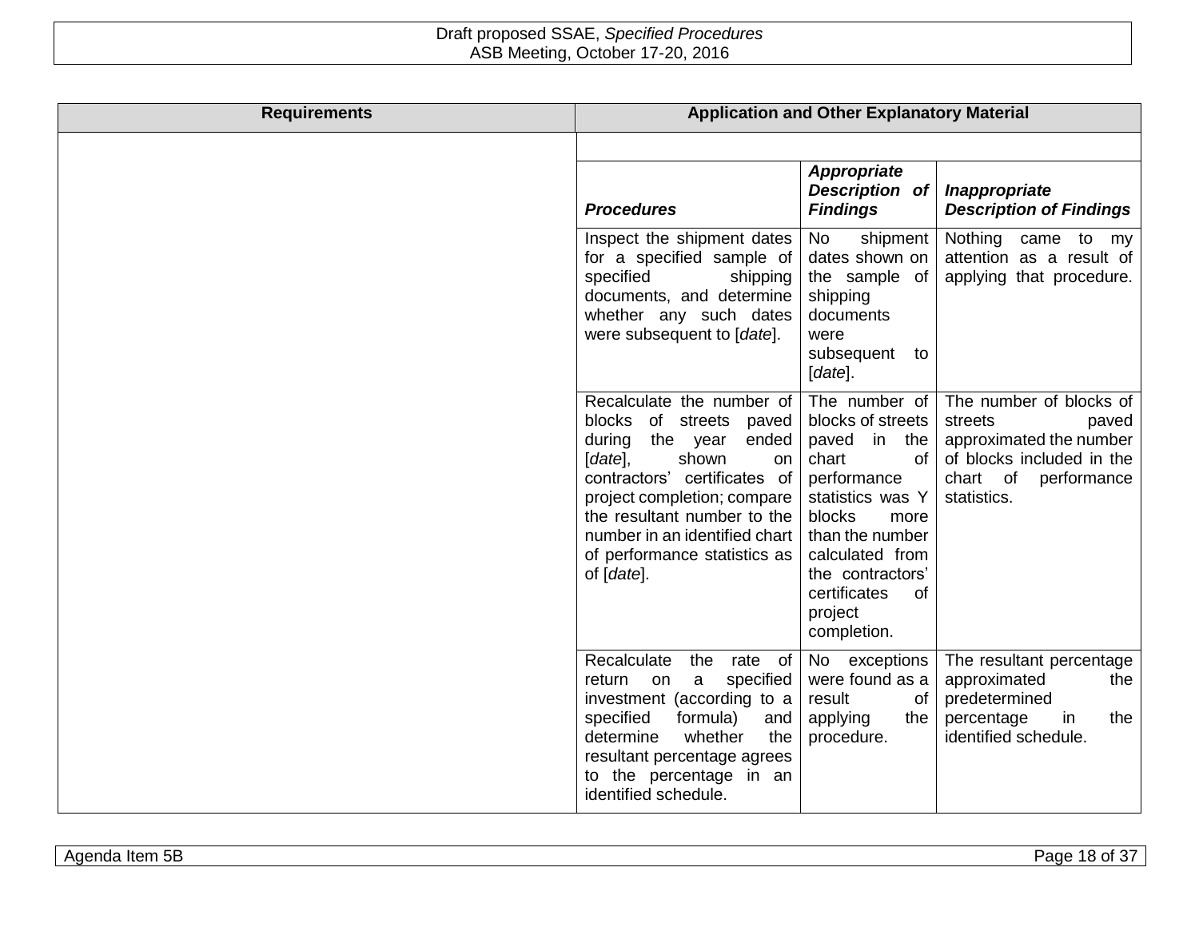| Requirements | Application and Other Explanatory Material | | |
|---|---|---|---|
| | ***Procedures*** | ***Appropriate Description of Findings*** | ***Inappropriate Description of Findings*** |
| | Inspect the shipment dates for a specified sample of specified shipping documents, and determine whether any such dates were subsequent to [*date*]. | No shipment dates shown on the sample of shipping documents were subsequent to [*date*]. | Nothing came to my attention as a result of applying that procedure. |
| | Recalculate the number of blocks of streets paved during the year ended [*date*], shown on contractors' certificates of project completion; compare the resultant number to the number in an identified chart of performance statistics as of [*date*]. | The number of blocks of streets paved in the chart of performance statistics was Y blocks more than the number calculated from the contractors' certificates of project completion. | The number of blocks of streets paved approximated the number of blocks included in the chart of performance statistics. |
| | Recalculate the rate of return on a specified investment (according to a specified formula) and determine whether the resultant percentage agrees to the percentage in an identified schedule. | No exceptions were found as a result of applying the procedure. | The resultant percentage approximated the predetermined percentage in the identified schedule. |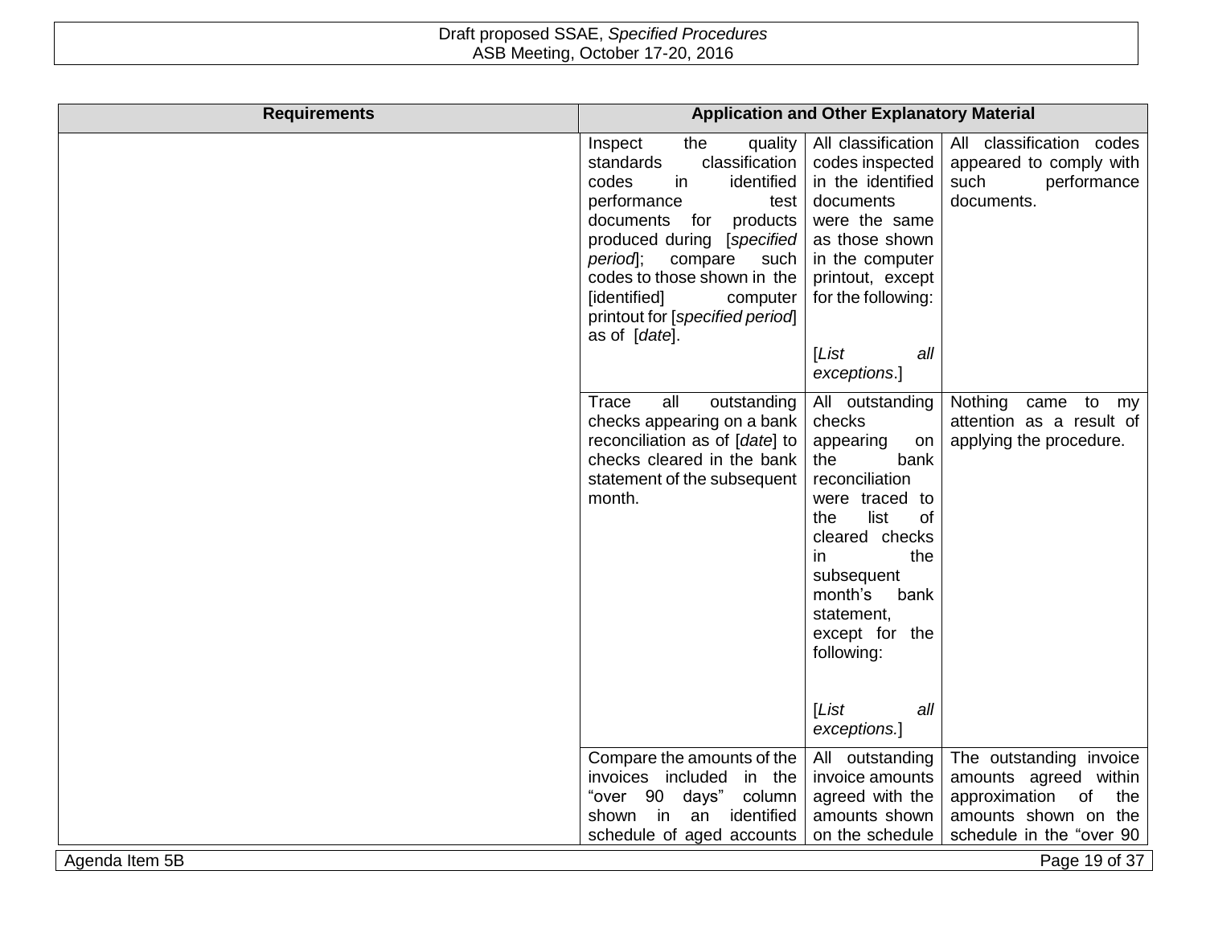| Requirements | Application and Other Explanatory Material | | |
|---|---|---|---|
| | Inspect the quality standards classification codes in identified performance test documents for products produced during [*specified period*]; compare such codes to those shown in the [identified] computer printout for [*specified period*] as of [*date*]. | All classification codes inspected in the identified documents were the same as those shown in the computer printout, except for the following:<br><br>[*List all exceptions*.] | All classification codes appeared to comply with such performance documents. |
| | Trace all outstanding checks appearing on a bank reconciliation as of [*date*] to checks cleared in the bank statement of the subsequent month. | All outstanding checks appearing on the bank reconciliation were traced to the list of cleared checks in the subsequent month's bank statement, except for the following:<br><br>[*List all exceptions.*] | Nothing came to my attention as a result of applying the procedure. |
| | Compare the amounts of the invoices included in the "over 90 days" column shown in an identified schedule of aged accounts | All outstanding invoice amounts agreed with the amounts shown on the schedule | The outstanding invoice amounts agreed within approximation of the amounts shown on the schedule in the "over 90 |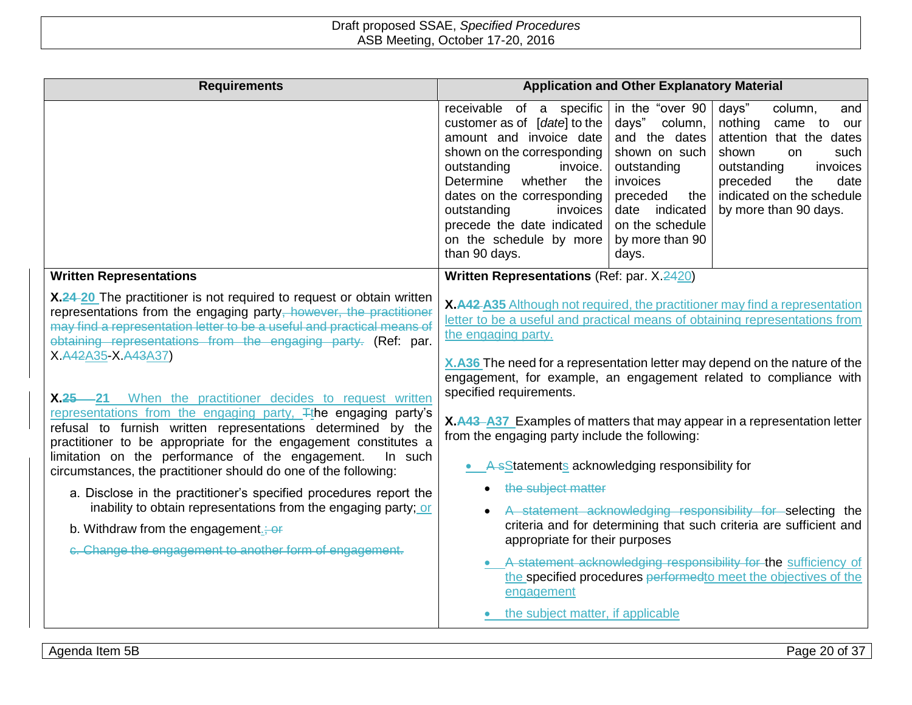| Requirements | Application and Other Explanatory Material | | |
|---|---|---|---|
| | receivable of a specific customer as of [*date*] to the amount and invoice date shown on the corresponding outstanding invoice. Determine whether the dates on the corresponding outstanding invoices precede the date indicated on the schedule by more than 90 days. | in the "over 90 days" column, and the dates shown on such outstanding invoices preceded the date indicated on the schedule by more than 90 days. | days" column, and nothing came to our attention that the dates shown on such outstanding invoices preceded the date indicated on the schedule by more than 90 days. |

**Written Representations**

**X.~~24~~ 20** The practitioner is not required to request or obtain written representations from the engaging party~~, however, the practitioner may find a representation letter to be a useful and practical means of obtaining representations from the engaging party~~. (Ref: par. X.~~A42~~A35-X.~~A43~~A37)

**X.~~25~~ 21** When the practitioner decides to request written representations from the engaging party, ~~T~~the engaging party's refusal to furnish written representations determined by the practitioner to be appropriate for the engagement constitutes a limitation on the performance of the engagement. In such circumstances, the practitioner should do one of the following:

a. Disclose in the practitioner's specified procedures report the inability to obtain representations from the engaging party; or

b. Withdraw from the engagement.~~; or~~

~~c. Change the engagement to another form of engagement.~~

**Written Representations** (Ref: par. X.~~24~~20)

**X.~~A42~~ A35** Although not required, the practitioner may find a representation letter to be a useful and practical means of obtaining representations from the engaging party.

**X.A36** The need for a representation letter may depend on the nature of the engagement, for example, an engagement related to compliance with specified requirements.

**X.~~A43~~ A37** Examples of matters that may appear in a representation letter from the engaging party include the following:

- ~~A s~~Statements acknowledging responsibility for
  - ~~the subject matter~~
  - ~~A statement acknowledging responsibility for~~ selecting the criteria and for determining that such criteria are sufficient and appropriate for their purposes
  - ~~A statement acknowledging responsibility for~~ the sufficiency of the specified procedures ~~performed~~to meet the objectives of the engagement
  - the subject matter, if applicable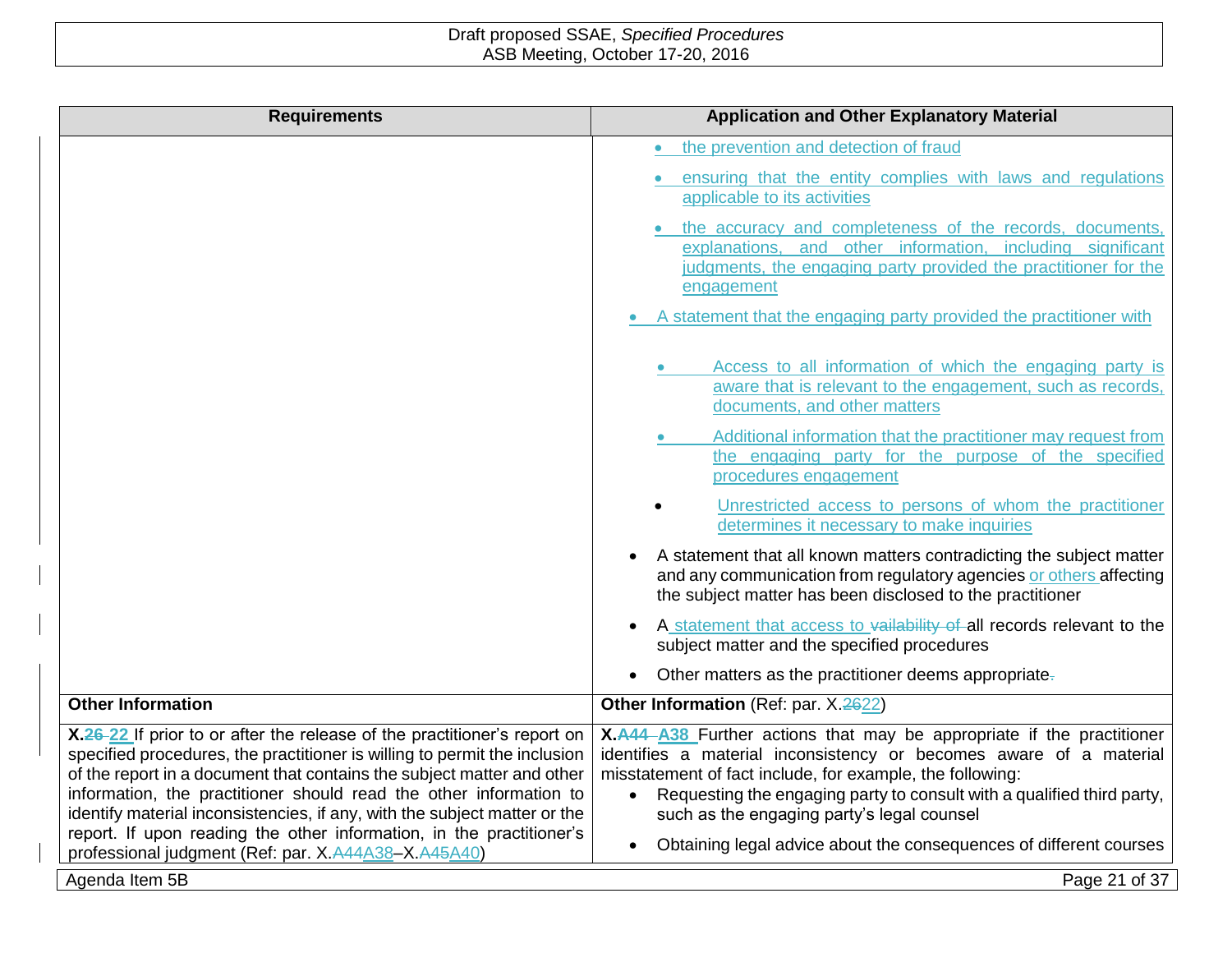| Requirements | Application and Other Explanatory Material |
|---|---|
| | - the prevention and detection of fraud<br>- ensuring that the entity complies with laws and regulations applicable to its activities<br>- the accuracy and completeness of the records, documents, explanations, and other information, including significant judgments, the engaging party provided the practitioner for the engagement<br><br>- A statement that the engaging party provided the practitioner with<br>  - Access to all information of which the engaging party is aware that is relevant to the engagement, such as records, documents, and other matters<br>  - Additional information that the practitioner may request from the engaging party for the purpose of the specified procedures engagement<br>  - Unrestricted access to persons of whom the practitioner determines it necessary to make inquiries<br>- A statement that all known matters contradicting the subject matter and any communication from regulatory agencies or others affecting the subject matter has been disclosed to the practitioner<br>- A statement that access to vailability of all records relevant to the subject matter and the specified procedures<br>- Other matters as the practitioner deems appropriate. |
| **Other Information** | **Other Information** (Ref: par. X.2622) |
| **X.26 22** If prior to or after the release of the practitioner's report on specified procedures, the practitioner is willing to permit the inclusion of the report in a document that contains the subject matter and other information, the practitioner should read the other information to identify material inconsistencies, if any, with the subject matter or the report. If upon reading the other information, in the practitioner's professional judgment (Ref: par. X.A44A38–X.A45A40) | **X.A44 A38** Further actions that may be appropriate if the practitioner identifies a material inconsistency or becomes aware of a material misstatement of fact include, for example, the following:<br>- Requesting the engaging party to consult with a qualified third party, such as the engaging party's legal counsel<br>- Obtaining legal advice about the consequences of different courses |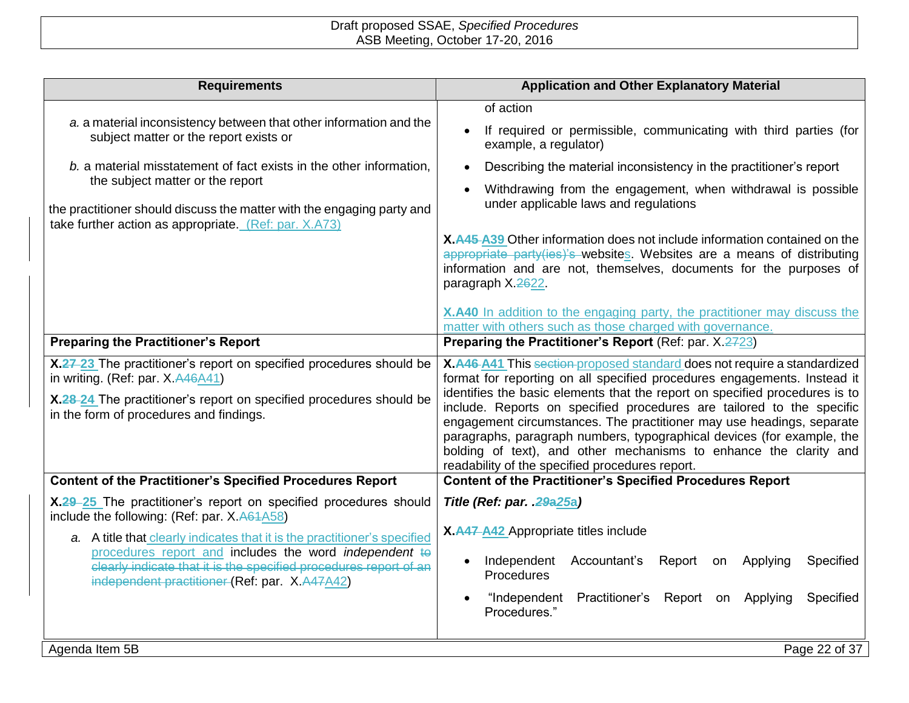| Requirements | Application and Other Explanatory Material |
|---|---|
| *a.* a material inconsistency between that other information and the subject matter or the report exists or<br><br>*b.* a material misstatement of fact exists in the other information, the subject matter or the report<br><br>the practitioner should discuss the matter with the engaging party and take further action as appropriate. (Ref: par. X.A73) | of action<br><br>• If required or permissible, communicating with third parties (for example, a regulator)<br><br>• Describing the material inconsistency in the practitioner's report<br><br>• Withdrawing from the engagement, when withdrawal is possible under applicable laws and regulations<br><br>**X.~~A45~~ A39** Other information does not include information contained on the ~~appropriate party(ies)'s~~ websites. Websites are a means of distributing information and are not, themselves, documents for the purposes of paragraph X.~~26~~22.<br><br>**X.A40** In addition to the engaging party, the practitioner may discuss the matter with others such as those charged with governance. |
| **Preparing the Practitioner's Report** | **Preparing the Practitioner's Report** (Ref: par. X.~~27~~23) |
| **X.~~27~~ 23** The practitioner's report on specified procedures should be in writing. (Ref: par. X.~~A46~~A41)<br><br>**X.~~28~~ 24** The practitioner's report on specified procedures should be in the form of procedures and findings. | **X.~~A46~~ A41** This ~~section~~ proposed standard does not require a standardized format for reporting on all specified procedures engagements. Instead it identifies the basic elements that the report on specified procedures is to include. Reports on specified procedures are tailored to the specific engagement circumstances. The practitioner may use headings, separate paragraphs, paragraph numbers, typographical devices (for example, the bolding of text), and other mechanisms to enhance the clarity and readability of the specified procedures report. |
| **Content of the Practitioner's Specified Procedures Report** | **Content of the Practitioner's Specified Procedures Report** |
| **X.~~29~~ 25** The practitioner's report on specified procedures should include the following: (Ref: par. X.~~A61~~A58)<br><br>*a.* A title that clearly indicates that it is the practitioner's specified procedures report and includes the word *independent* ~~to clearly indicate that it is the specified procedures report of an independent practitioner~~ (Ref: par. X.~~A47~~A42) | ***Title (Ref: par. .~~29a~~25a)***<br><br>**X.~~A47~~ A42** Appropriate titles include<br><br>• Independent Accountant's Report on Applying Specified Procedures<br><br>• "Independent Practitioner's Report on Applying Specified Procedures." |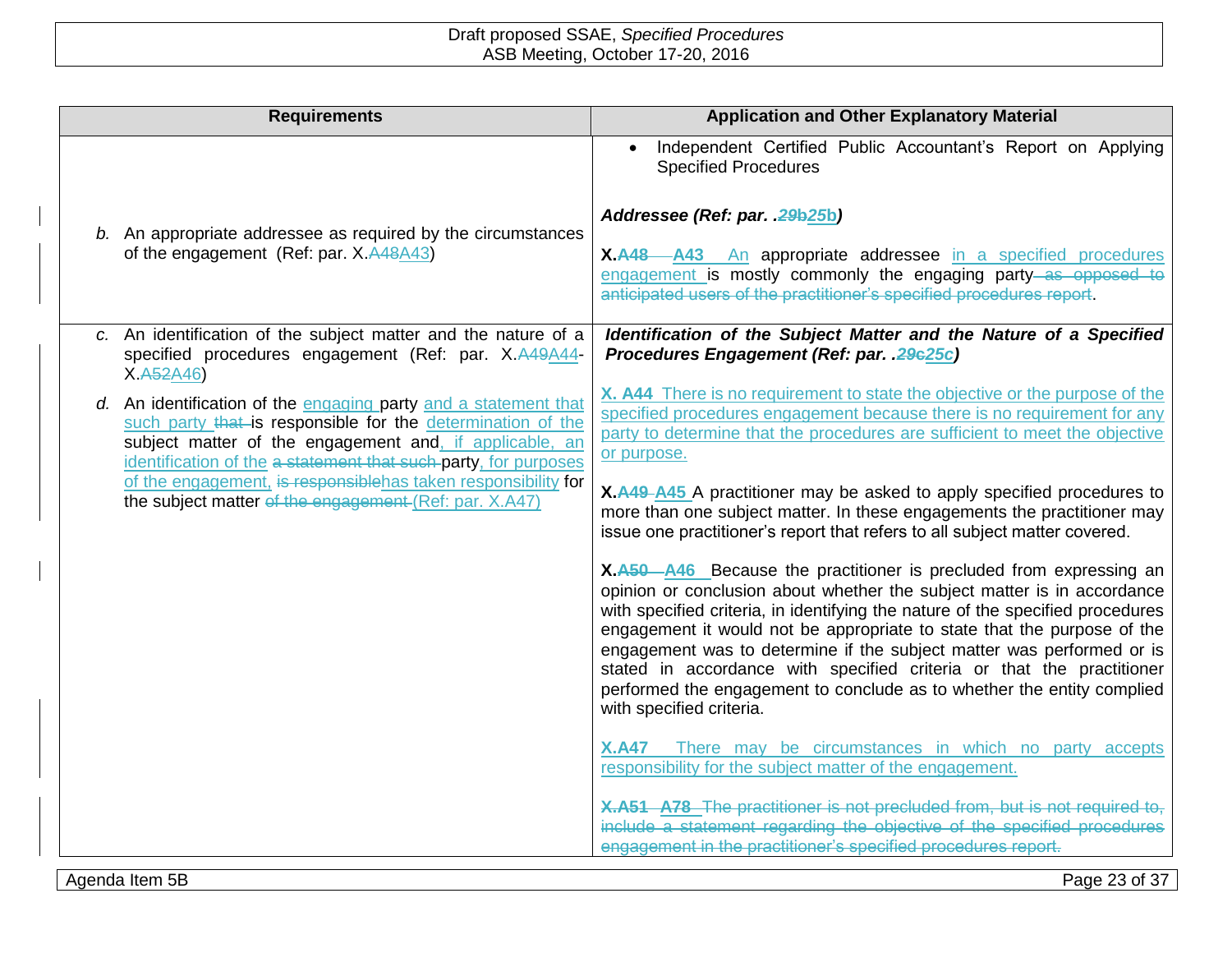| Requirements | Application and Other Explanatory Material |
|---|---|
| | • Independent Certified Public Accountant's Report on Applying Specified Procedures |
| *b.* An appropriate addressee as required by the circumstances of the engagement (Ref: par. X.~~A48~~A43) | ***Addressee (Ref: par. .~~29b~~25b)***<br><br>**X.~~A48~~ A43** An appropriate addressee in a specified procedures engagement is mostly commonly the engaging party~~ as opposed to anticipated users of the practitioner's specified procedures report~~. |
| *c.* An identification of the subject matter and the nature of a specified procedures engagement (Ref: par. X.~~A49~~A44-X.~~A52~~A46)<br><br>*d.* An identification of the engaging party and a statement that such party ~~that~~ is responsible for the determination of the subject matter of the engagement and, if applicable, an identification of the ~~a statement that such~~ party, for purposes of the engagement, ~~is responsible~~has taken responsibility for the subject matter ~~of the engagement~~ (Ref: par. X.A47) | ***Identification of the Subject Matter and the Nature of a Specified Procedures Engagement (Ref: par. .~~29c~~25c)***<br><br>**X. A44** There is no requirement to state the objective or the purpose of the specified procedures engagement because there is no requirement for any party to determine that the procedures are sufficient to meet the objective or purpose.<br><br>**X.~~A49~~ A45** A practitioner may be asked to apply specified procedures to more than one subject matter. In these engagements the practitioner may issue one practitioner's report that refers to all subject matter covered.<br><br>**X.~~A50~~ A46** Because the practitioner is precluded from expressing an opinion or conclusion about whether the subject matter is in accordance with specified criteria, in identifying the nature of the specified procedures engagement it would not be appropriate to state that the purpose of the engagement was to determine if the subject matter was performed or is stated in accordance with specified criteria or that the practitioner performed the engagement to conclude as to whether the entity complied with specified criteria.<br><br>**X.A47** There may be circumstances in which no party accepts responsibility for the subject matter of the engagement.<br><br>~~**X.A51** **A78** The practitioner is not precluded from, but is not required to, include a statement regarding the objective of the specified procedures engagement in the practitioner's specified procedures report.~~ |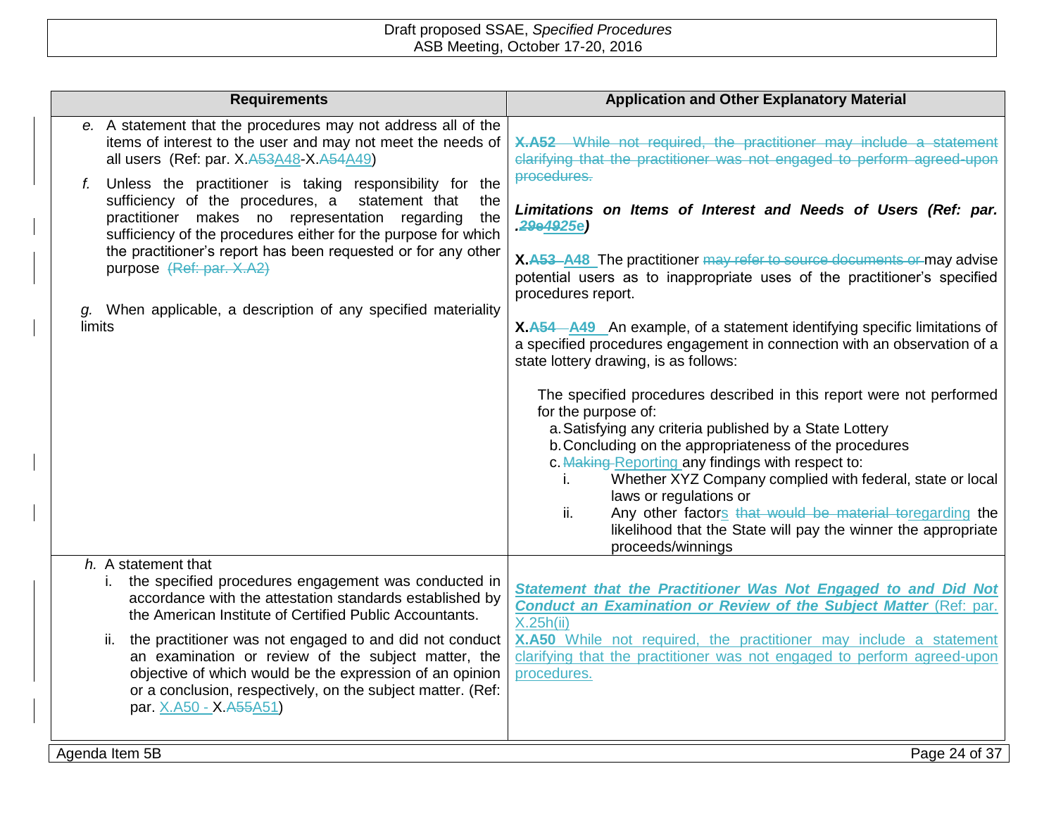| Requirements | Application and Other Explanatory Material |
| --- | --- |
| *e.* A statement that the procedures may not address all of the items of interest to the user and may not meet the needs of all users (Ref: par. X.~~A53~~A48-X.~~A54~~A49)<br><br>*f.* Unless the practitioner is taking responsibility for the sufficiency of the procedures, a statement that the practitioner makes no representation regarding the sufficiency of the procedures either for the purpose for which the practitioner's report has been requested or for any other purpose ~~(Ref: par. X.A2)~~<br><br>*g.* When applicable, a description of any specified materiality limits | ~~**X.A52** While not required, the practitioner may include a statement clarifying that the practitioner was not engaged to perform agreed-upon procedures.~~<br><br>***Limitations on Items of Interest and Needs of Users (Ref: par. .~~29e~~~~49~~25e)***<br><br>**X.~~A53~~ A48** The practitioner ~~may refer to source documents or~~ may advise potential users as to inappropriate uses of the practitioner's specified procedures report.<br><br>**X.~~A54~~ A49** An example, of a statement identifying specific limitations of a specified procedures engagement in connection with an observation of a state lottery drawing, is as follows:<br><br>The specified procedures described in this report were not performed for the purpose of:<br>a. Satisfying any criteria published by a State Lottery<br>b. Concluding on the appropriateness of the procedures<br>c. ~~Making~~ Reporting any findings with respect to:<br>i. Whether XYZ Company complied with federal, state or local laws or regulations or<br>ii. Any other factors ~~that would be material to~~regarding the likelihood that the State will pay the winner the appropriate proceeds/winnings |
| *h.* A statement that<br>i. the specified procedures engagement was conducted in accordance with the attestation standards established by the American Institute of Certified Public Accountants.<br>ii. the practitioner was not engaged to and did not conduct an examination or review of the subject matter, the objective of which would be the expression of an opinion or a conclusion, respectively, on the subject matter. (Ref: par. X.A50 - X.~~A55~~A51) | ***Statement that the Practitioner Was Not Engaged to and Did Not Conduct an Examination or Review of the Subject Matter*** (Ref: par. X.25h(ii)<br><br>**X.A50** While not required, the practitioner may include a statement clarifying that the practitioner was not engaged to perform agreed-upon procedures. |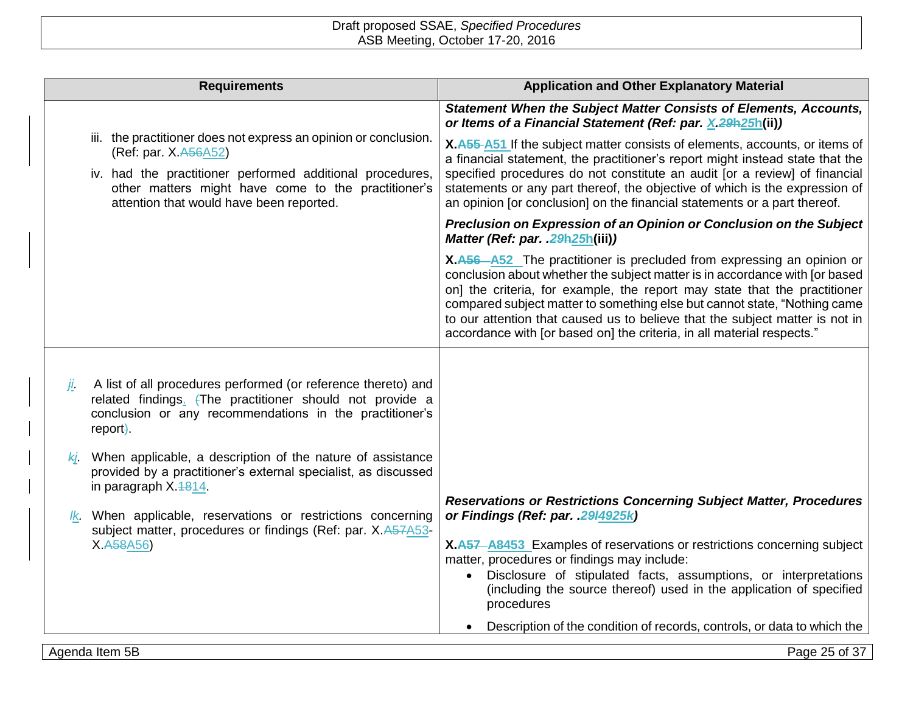| Requirements | Application and Other Explanatory Material |
|---|---|
| iii. the practitioner does not express an opinion or conclusion. (Ref: par. X.A56A52)<br><br>iv. had the practitioner performed additional procedures, other matters might have come to the practitioner's attention that would have been reported. | ***Statement When the Subject Matter Consists of Elements, Accounts, or Items of a Financial Statement (Ref: par. X.29h25h(ii))***<br><br>**X.A55 A51** If the subject matter consists of elements, accounts, or items of a financial statement, the practitioner's report might instead state that the specified procedures do not constitute an audit [or a review] of financial statements or any part thereof, the objective of which is the expression of an opinion [or conclusion] on the financial statements or a part thereof.<br><br>***Preclusion on Expression of an Opinion or Conclusion on the Subject Matter (Ref: par. .29h25h(iii))***<br><br>**X.A56 A52** The practitioner is precluded from expressing an opinion or conclusion about whether the subject matter is in accordance with [or based on] the criteria, for example, the report may state that the practitioner compared subject matter to something else but cannot state, "Nothing came to our attention that caused us to believe that the subject matter is not in accordance with [or based on] the criteria, in all material respects." |
| ji. A list of all procedures performed (or reference thereto) and related findings. (The practitioner should not provide a conclusion or any recommendations in the practitioner's report).<br><br>kj. When applicable, a description of the nature of assistance provided by a practitioner's external specialist, as discussed in paragraph X.1814.<br><br>lk. When applicable, reservations or restrictions concerning subject matter, procedures or findings (Ref: par. X.A57A53-X.A58A56) | ***Reservations or Restrictions Concerning Subject Matter, Procedures or Findings (Ref: par. .29l4925k)***<br><br>**X.A57 A8453** Examples of reservations or restrictions concerning subject matter, procedures or findings may include:<br><br>• Disclosure of stipulated facts, assumptions, or interpretations (including the source thereof) used in the application of specified procedures<br><br>• Description of the condition of records, controls, or data to which the |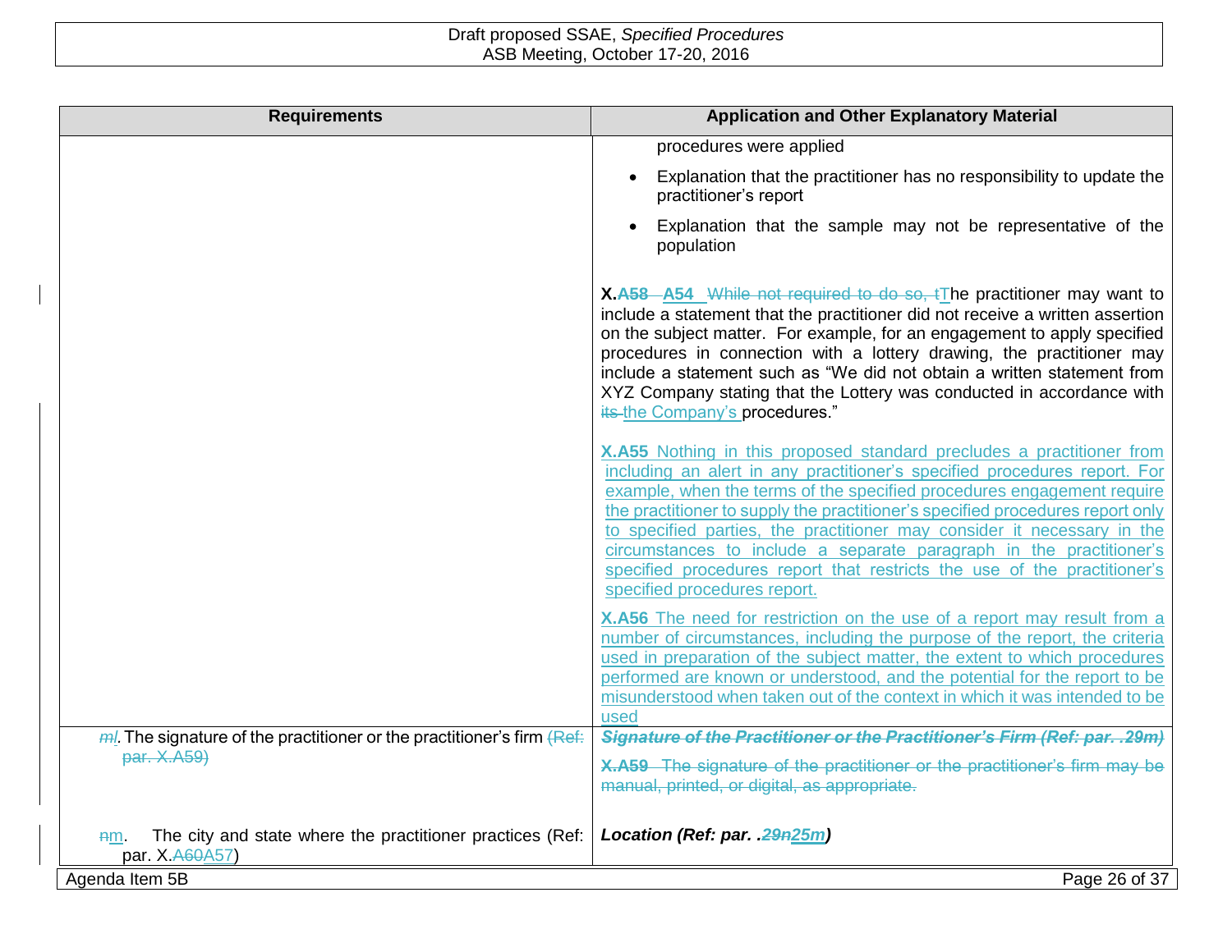| Requirements | Application and Other Explanatory Material |
|---|---|
| | procedures were applied<br>• Explanation that the practitioner has no responsibility to update the practitioner's report<br>• Explanation that the sample may not be representative of the population<br><br>**X.~~A58~~ A54** ~~While not required to do so, t~~The practitioner may want to include a statement that the practitioner did not receive a written assertion on the subject matter. For example, for an engagement to apply specified procedures in connection with a lottery drawing, the practitioner may include a statement such as "We did not obtain a written statement from XYZ Company stating that the Lottery was conducted in accordance with ~~its~~ the Company's procedures."<br><br>**X.A55** Nothing in this proposed standard precludes a practitioner from including an alert in any practitioner's specified procedures report. For example, when the terms of the specified procedures engagement require the practitioner to supply the practitioner's specified procedures report only to specified parties, the practitioner may consider it necessary in the circumstances to include a separate paragraph in the practitioner's specified procedures report that restricts the use of the practitioner's specified procedures report.<br><br>**X.A56** The need for restriction on the use of a report may result from a number of circumstances, including the purpose of the report, the criteria used in preparation of the subject matter, the extent to which procedures performed are known or understood, and the potential for the report to be misunderstood when taken out of the context in which it was intended to be used |
| ~~m~~*l*. The signature of the practitioner or the practitioner's firm ~~(Ref: par. X.A59)~~ | ~~***Signature of the Practitioner or the Practitioner's Firm (Ref: par. .29m)***~~<br><br>~~**X.A59** The signature of the practitioner or the practitioner's firm may be manual, printed, or digital, as appropriate.~~ |
| ~~n~~m. The city and state where the practitioner practices (Ref: par. X.~~A60~~A57) | ***Location (Ref: par. .~~29n~~25m)*** |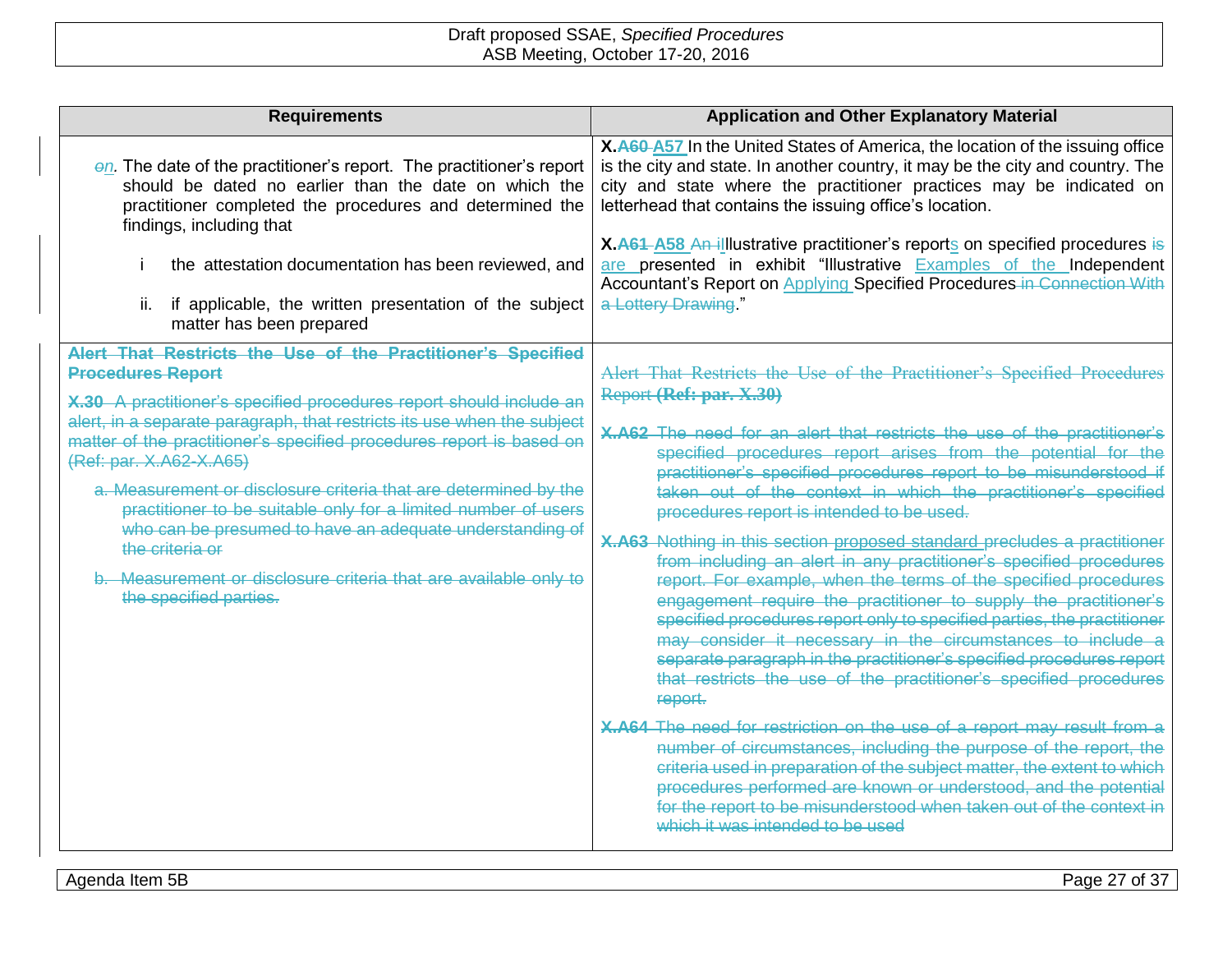| Requirements | Application and Other Explanatory Material |
|---|---|
| ~~o~~n. The date of the practitioner's report. The practitioner's report should be dated no earlier than the date on which the practitioner completed the procedures and determined the findings, including that<br><br>i the attestation documentation has been reviewed, and<br><br>ii. if applicable, the written presentation of the subject matter has been prepared | **X.~~A60~~ A57** In the United States of America, the location of the issuing office is the city and state. In another country, it may be the city and country. The city and state where the practitioner practices may be indicated on letterhead that contains the issuing office's location.<br><br>**X.~~A61~~ A58** ~~An i~~Illustrative practitioner's reports on specified procedures ~~is~~ are presented in exhibit "Illustrative Examples of the Independent Accountant's Report on Applying Specified Procedures ~~in Connection With a Lottery Drawing~~." |
| ~~**Alert That Restricts the Use of the Practitioner's Specified Procedures Report**~~<br><br>~~**X.30** A practitioner's specified procedures report should include an alert, in a separate paragraph, that restricts its use when the subject matter of the practitioner's specified procedures report is based on (Ref: par. X.A62-X.A65)~~<br><br>~~a. Measurement or disclosure criteria that are determined by the practitioner to be suitable only for a limited number of users who can be presumed to have an adequate understanding of the criteria or~~<br><br>~~b. Measurement or disclosure criteria that are available only to the specified parties.~~ | ~~Alert That Restricts the Use of the Practitioner's Specified Procedures Report **(Ref: par. X.30)**~~<br><br>~~**X.A62** The need for an alert that restricts the use of the practitioner's specified procedures report arises from the potential for the practitioner's specified procedures report to be misunderstood if taken out of the context in which the practitioner's specified procedures report is intended to be used.~~<br><br>~~**X.A63** Nothing in this section proposed standard precludes a practitioner from including an alert in any practitioner's specified procedures report. For example, when the terms of the specified procedures engagement require the practitioner to supply the practitioner's specified procedures report only to specified parties, the practitioner may consider it necessary in the circumstances to include a separate paragraph in the practitioner's specified procedures report that restricts the use of the practitioner's specified procedures report.~~<br><br>~~**X.A64** The need for restriction on the use of a report may result from a number of circumstances, including the purpose of the report, the criteria used in preparation of the subject matter, the extent to which procedures performed are known or understood, and the potential for the report to be misunderstood when taken out of the context in which it was intended to be used~~ |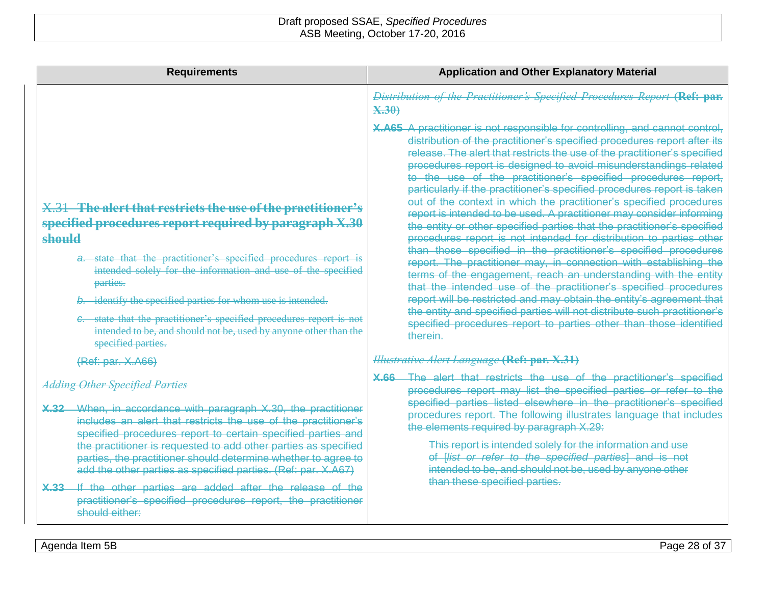| Requirements | Application and Other Explanatory Material |
| --- | --- |
| | *Distribution of the Practitioner's Specified Procedures Report* **(Ref: par. X.30)** |
| | **X.A65** A practitioner is not responsible for controlling, and cannot control, distribution of the practitioner's specified procedures report after its release. The alert that restricts the use of the practitioner's specified procedures report is designed to avoid misunderstandings related to the use of the practitioner's specified procedures report, particularly if the practitioner's specified procedures report is taken out of the context in which the practitioner's specified procedures report is intended to be used. A practitioner may consider informing the entity or other specified parties that the practitioner's specified procedures report is not intended for distribution to parties other than those specified in the practitioner's specified procedures report. The practitioner may, in connection with establishing the terms of the engagement, reach an understanding with the entity that the intended use of the practitioner's specified procedures report will be restricted and may obtain the entity's agreement that the entity and specified parties will not distribute such practitioner's specified procedures report to parties other than those identified therein. |
| X.31 **The alert that restricts the use of the practitioner's specified procedures report required by paragraph X.30 should**<br>*a.* state that the practitioner's specified procedures report is intended solely for the information and use of the specified parties.<br>*b.* identify the specified parties for whom use is intended.<br>*c.* state that the practitioner's specified procedures report is not intended to be, and should not be, used by anyone other than the specified parties.<br>(Ref: par. X.A66) | *Illustrative Alert Language* **(Ref: par. X.31)** |
| *Adding Other Specified Parties* | **X.66** The alert that restricts the use of the practitioner's specified procedures report may list the specified parties or refer to the specified parties listed elsewhere in the practitioner's specified procedures report. The following illustrates language that includes the elements required by paragraph X.29:<br>This report is intended solely for the information and use of [*list or refer to the specified parties*] and is not intended to be, and should not be, used by anyone other than these specified parties. |
| **X.32** When, in accordance with paragraph X.30, the practitioner includes an alert that restricts the use of the practitioner's specified procedures report to certain specified parties and the practitioner is requested to add other parties as specified parties, the practitioner should determine whether to agree to add the other parties as specified parties. (Ref: par. X.A67) | |
| **X.33** If the other parties are added after the release of the practitioner's specified procedures report, the practitioner should either: | |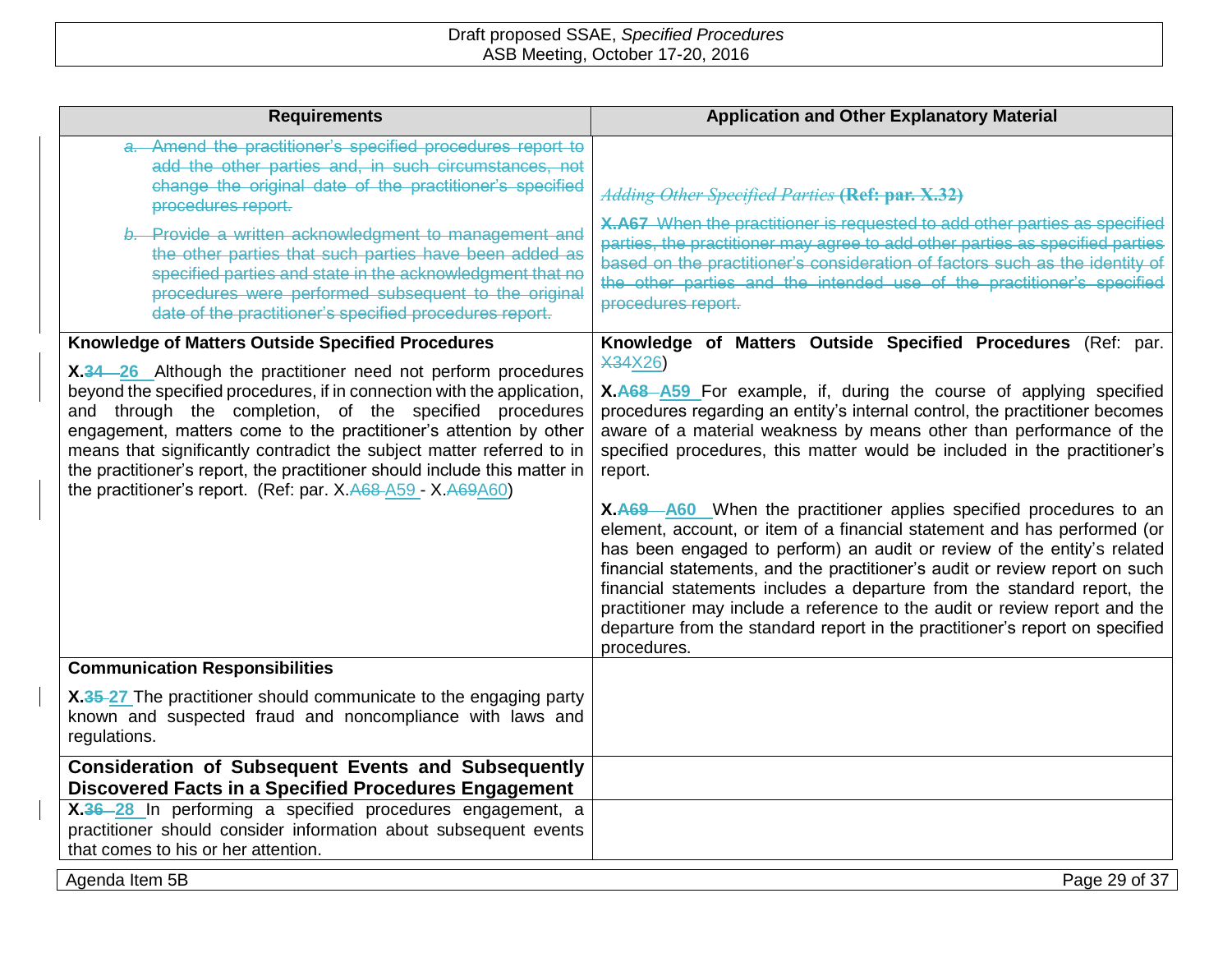| Requirements | Application and Other Explanatory Material |
|---|---|
| ~~a. Amend the practitioner's specified procedures report to add the other parties and, in such circumstances, not change the original date of the practitioner's specified procedures report.~~<br><br>~~b. Provide a written acknowledgment to management and the other parties that such parties have been added as specified parties and state in the acknowledgment that no procedures were performed subsequent to the original date of the practitioner's specified procedures report.~~ | ~~*Adding Other Specified Parties* **(Ref: par. X.32)**~~<br><br>~~**X.A67** When the practitioner is requested to add other parties as specified parties, the practitioner may agree to add other parties as specified parties based on the practitioner's consideration of factors such as the identity of the other parties and the intended use of the practitioner's specified procedures report.~~ |
| **Knowledge of Matters Outside Specified Procedures**<br><br>**X.~~34~~ 26** Although the practitioner need not perform procedures beyond the specified procedures, if in connection with the application, and through the completion, of the specified procedures engagement, matters come to the practitioner's attention by other means that significantly contradict the subject matter referred to in the practitioner's report, the practitioner should include this matter in the practitioner's report. (Ref: par. X.~~A68~~ A59 - X.~~A69~~A60) | **Knowledge of Matters Outside Specified Procedures** (Ref: par. ~~X34~~X26)<br><br>**X.~~A68~~ A59** For example, if, during the course of applying specified procedures regarding an entity's internal control, the practitioner becomes aware of a material weakness by means other than performance of the specified procedures, this matter would be included in the practitioner's report.<br><br>**X.~~A69~~ A60** When the practitioner applies specified procedures to an element, account, or item of a financial statement and has performed (or has been engaged to perform) an audit or review of the entity's related financial statements, and the practitioner's audit or review report on such financial statements includes a departure from the standard report, the practitioner may include a reference to the audit or review report and the departure from the standard report in the practitioner's report on specified procedures. |
| **Communication Responsibilities**<br><br>**X.~~35~~ 27** The practitioner should communicate to the engaging party known and suspected fraud and noncompliance with laws and regulations. | |
| **Consideration of Subsequent Events and Subsequently Discovered Facts in a Specified Procedures Engagement** | |
| **X.~~36~~ 28** In performing a specified procedures engagement, a practitioner should consider information about subsequent events that comes to his or her attention. | |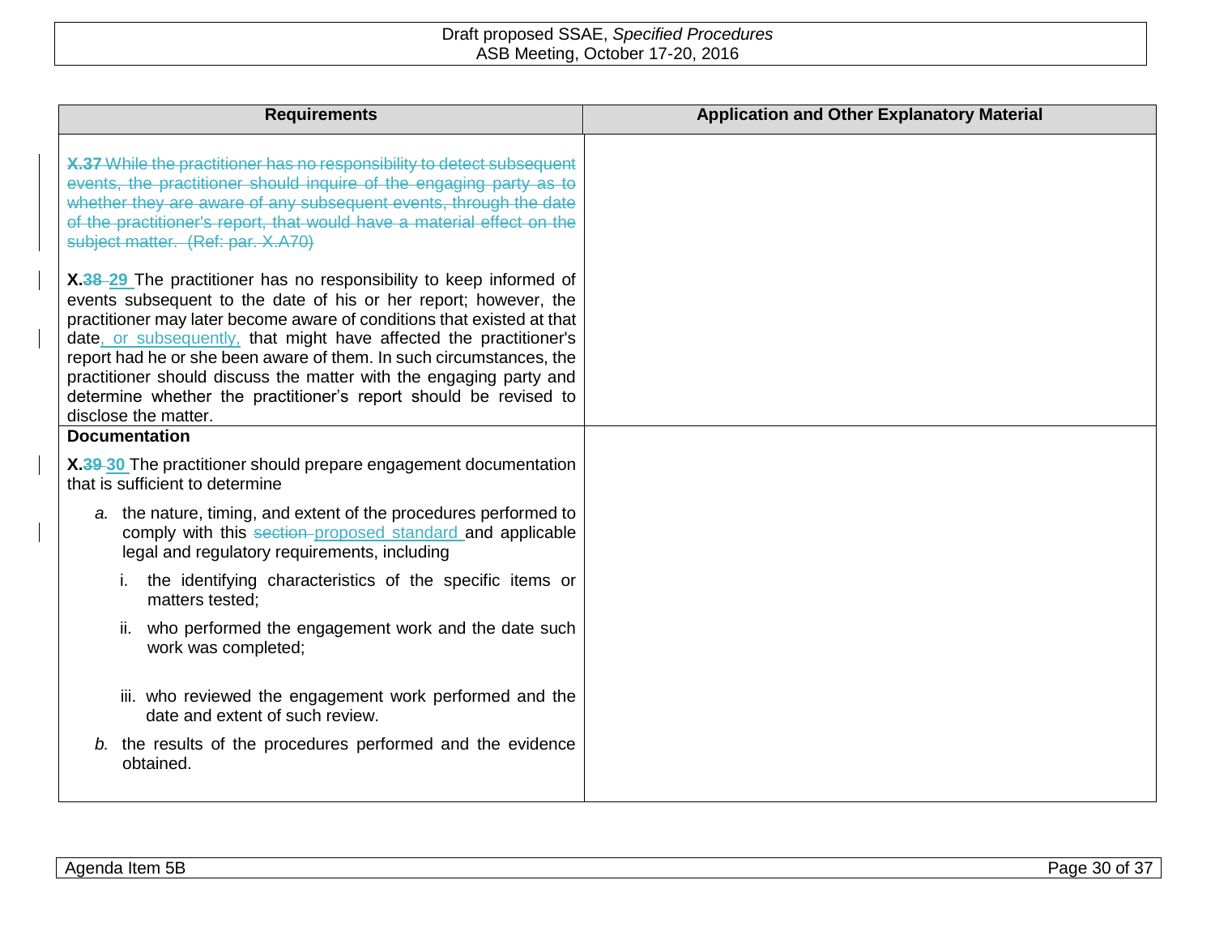| Requirements | Application and Other Explanatory Material |
|---|---|
| ~~**X.37** While the practitioner has no responsibility to detect subsequent events, the practitioner should inquire of the engaging party as to whether they are aware of any subsequent events, through the date of the practitioner's report, that would have a material effect on the subject matter. (Ref: par. X.A70)~~<br><br>**X.~~38~~ 29** The practitioner has no responsibility to keep informed of events subsequent to the date of his or her report; however, the practitioner may later become aware of conditions that existed at that date, or subsequently, that might have affected the practitioner's report had he or she been aware of them. In such circumstances, the practitioner should discuss the matter with the engaging party and determine whether the practitioner's report should be revised to disclose the matter. | |
| **Documentation**<br><br>**X.~~39~~ 30** The practitioner should prepare engagement documentation that is sufficient to determine<br><br>*a.* the nature, timing, and extent of the procedures performed to comply with this ~~section~~ proposed standard and applicable legal and regulatory requirements, including<br><br>i. the identifying characteristics of the specific items or matters tested;<br><br>ii. who performed the engagement work and the date such work was completed;<br><br>iii. who reviewed the engagement work performed and the date and extent of such review.<br><br>*b.* the results of the procedures performed and the evidence obtained. | |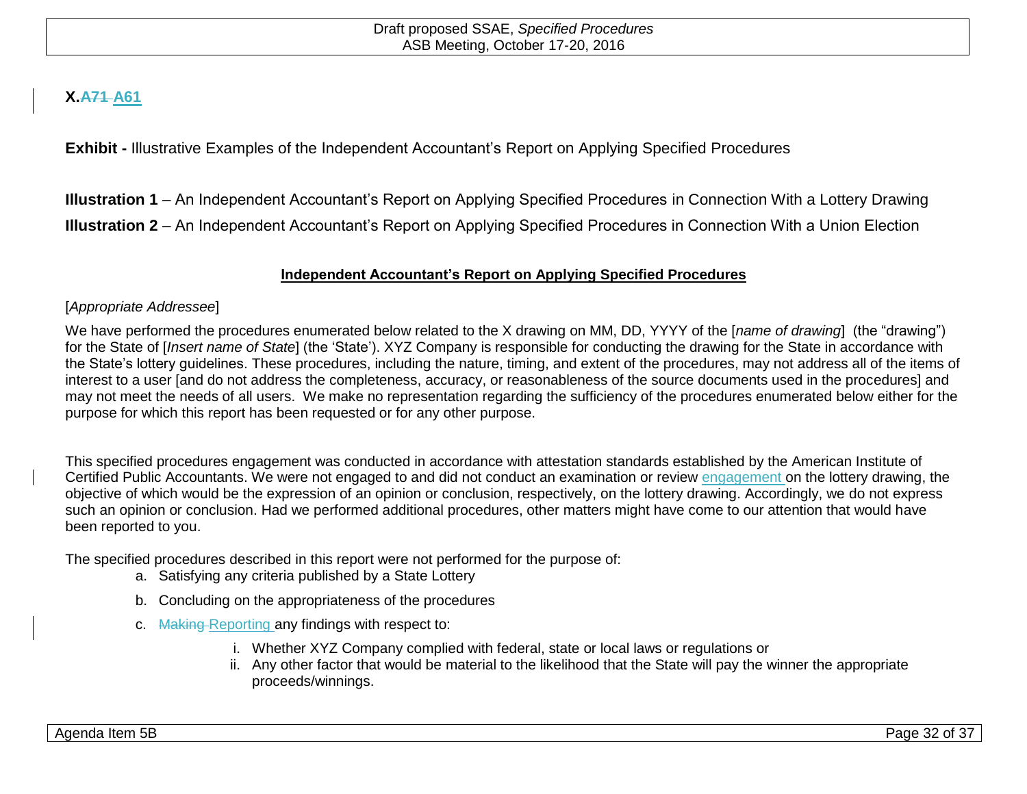**X.~~A71~~ A61**

**Exhibit -** Illustrative Examples of the Independent Accountant's Report on Applying Specified Procedures

**Illustration 1** – An Independent Accountant's Report on Applying Specified Procedures in Connection With a Lottery Drawing

**Illustration 2** – An Independent Accountant's Report on Applying Specified Procedures in Connection With a Union Election

**Independent Accountant's Report on Applying Specified Procedures**

[*Appropriate Addressee*]

We have performed the procedures enumerated below related to the X drawing on MM, DD, YYYY of the [*name of drawing*] (the "drawing") for the State of [*Insert name of State*] (the 'State'). XYZ Company is responsible for conducting the drawing for the State in accordance with the State's lottery guidelines. These procedures, including the nature, timing, and extent of the procedures, may not address all of the items of interest to a user [and do not address the completeness, accuracy, or reasonableness of the source documents used in the procedures] and may not meet the needs of all users. We make no representation regarding the sufficiency of the procedures enumerated below either for the purpose for which this report has been requested or for any other purpose.

This specified procedures engagement was conducted in accordance with attestation standards established by the American Institute of Certified Public Accountants. We were not engaged to and did not conduct an examination or review engagement on the lottery drawing, the objective of which would be the expression of an opinion or conclusion, respectively, on the lottery drawing. Accordingly, we do not express such an opinion or conclusion. Had we performed additional procedures, other matters might have come to our attention that would have been reported to you.

The specified procedures described in this report were not performed for the purpose of:

a. Satisfying any criteria published by a State Lottery

b. Concluding on the appropriateness of the procedures

c. ~~Making~~ Reporting any findings with respect to:

   i. Whether XYZ Company complied with federal, state or local laws or regulations or
   ii. Any other factor that would be material to the likelihood that the State will pay the winner the appropriate proceeds/winnings.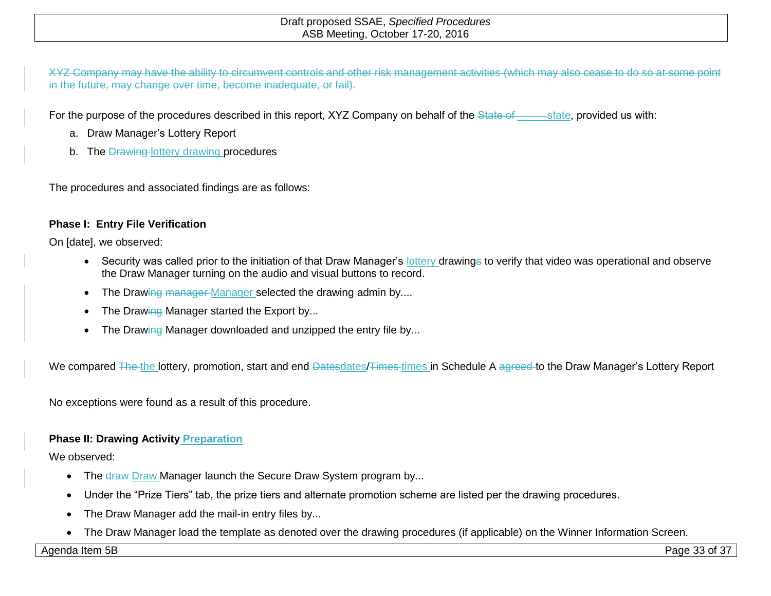~~XYZ Company may have the ability to circumvent controls and other risk management activities (which may also cease to do so at some point in the future, may change over time, become inadequate, or fail).~~

For the purpose of the procedures described in this report, XYZ Company on behalf of the ~~State of~~ ______state, provided us with:

a. Draw Manager's Lottery Report
b. The ~~Drawing~~ lottery drawing procedures

The procedures and associated findings are as follows:

**Phase I: Entry File Verification**

On [date], we observed:

- Security was called prior to the initiation of that Draw Manager's lottery drawing~~s~~ to verify that video was operational and observe the Draw Manager turning on the audio and visual buttons to record.
- The Draw~~ing~~ ~~manager~~ Manager selected the drawing admin by....
- The Draw~~ing~~ Manager started the Export by...
- The Draw~~ing~~ Manager downloaded and unzipped the entry file by...

We compared ~~The~~ the lottery, promotion, start and end ~~Dates~~dates/~~Times~~ times in Schedule A ~~agreed~~ to the Draw Manager's Lottery Report

No exceptions were found as a result of this procedure.

**Phase II: Drawing Activity Preparation**

We observed:

- The ~~draw~~ Draw Manager launch the Secure Draw System program by...
- Under the "Prize Tiers" tab, the prize tiers and alternate promotion scheme are listed per the drawing procedures.
- The Draw Manager add the mail-in entry files by...
- The Draw Manager load the template as denoted over the drawing procedures (if applicable) on the Winner Information Screen.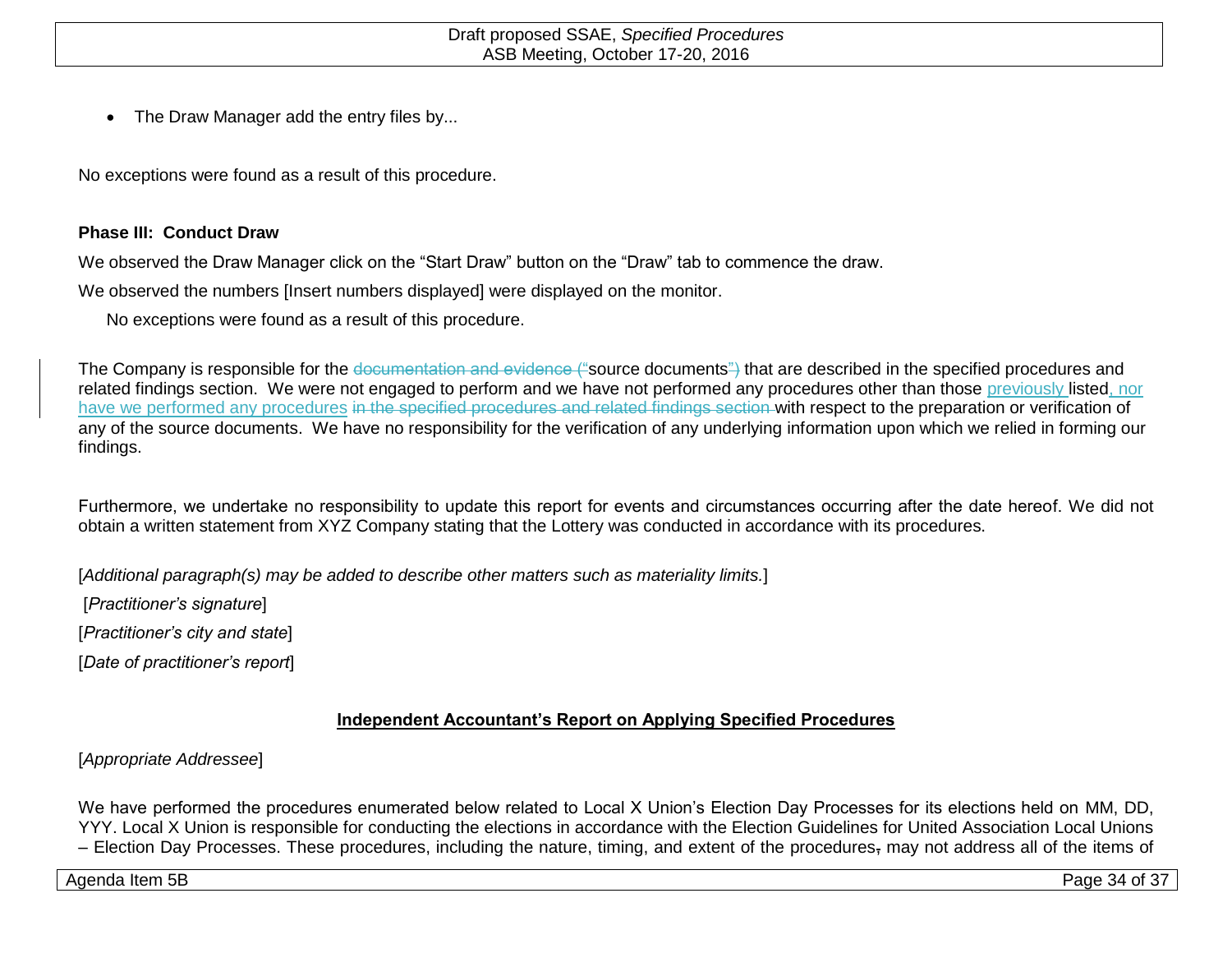- The Draw Manager add the entry files by...

No exceptions were found as a result of this procedure.

**Phase III: Conduct Draw**

We observed the Draw Manager click on the "Start Draw" button on the "Draw" tab to commence the draw.

We observed the numbers [Insert numbers displayed] were displayed on the monitor.

No exceptions were found as a result of this procedure.

The Company is responsible for the ~~documentation and evidence ("~~source documents~~")~~ that are described in the specified procedures and related findings section. We were not engaged to perform and we have not performed any procedures other than those previously listed, nor have we performed any procedures ~~in the specified procedures and related findings section~~ with respect to the preparation or verification of any of the source documents. We have no responsibility for the verification of any underlying information upon which we relied in forming our findings.

Furthermore, we undertake no responsibility to update this report for events and circumstances occurring after the date hereof. We did not obtain a written statement from XYZ Company stating that the Lottery was conducted in accordance with its procedures.

[*Additional paragraph(s) may be added to describe other matters such as materiality limits.*]

[*Practitioner's signature*]

[*Practitioner's city and state*]

[*Date of practitioner's report*]

**Independent Accountant's Report on Applying Specified Procedures**

[*Appropriate Addressee*]

We have performed the procedures enumerated below related to Local X Union's Election Day Processes for its elections held on MM, DD, YYY. Local X Union is responsible for conducting the elections in accordance with the Election Guidelines for United Association Local Unions – Election Day Processes. These procedures, including the nature, timing, and extent of the procedures~~,~~ may not address all of the items of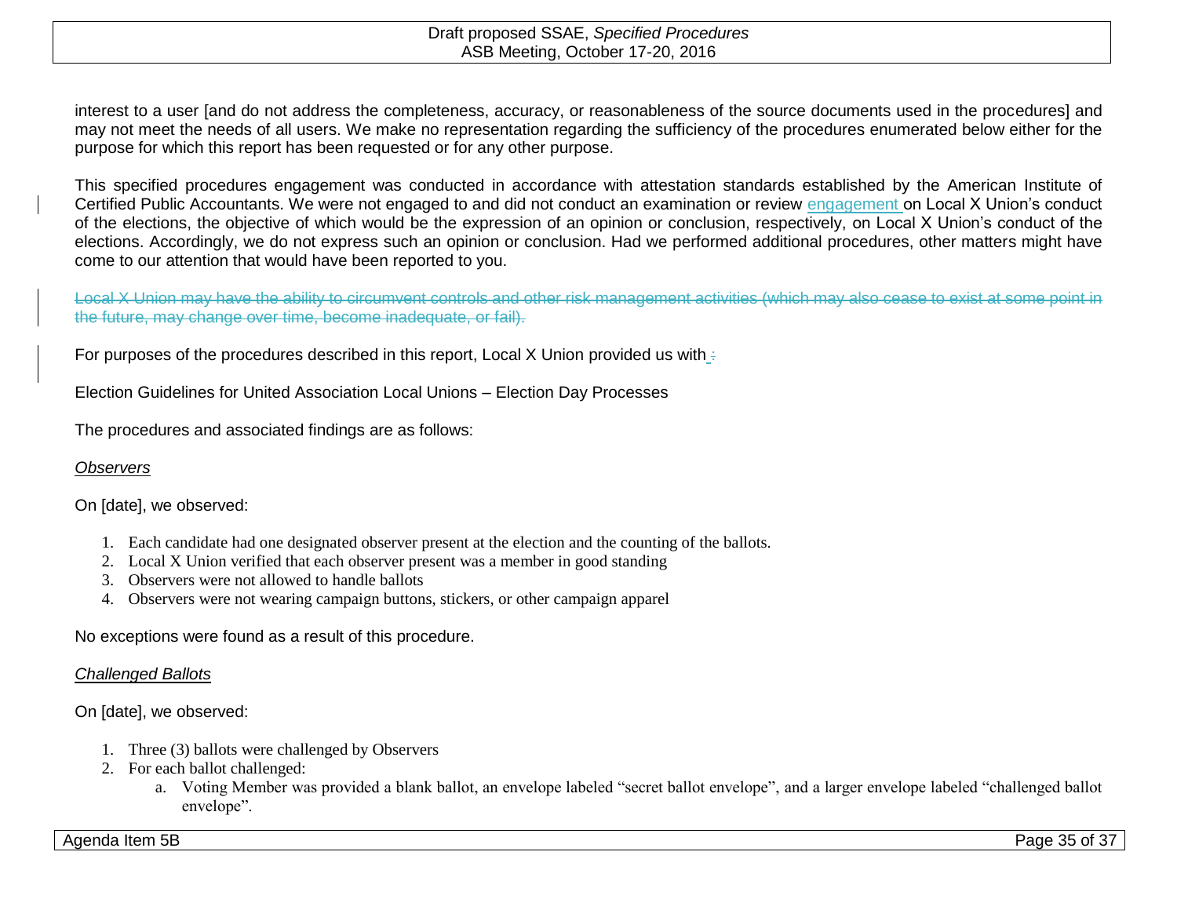interest to a user [and do not address the completeness, accuracy, or reasonableness of the source documents used in the procedures] and may not meet the needs of all users. We make no representation regarding the sufficiency of the procedures enumerated below either for the purpose for which this report has been requested or for any other purpose.

This specified procedures engagement was conducted in accordance with attestation standards established by the American Institute of Certified Public Accountants. We were not engaged to and did not conduct an examination or review engagement on Local X Union's conduct of the elections, the objective of which would be the expression of an opinion or conclusion, respectively, on Local X Union's conduct of the elections. Accordingly, we do not express such an opinion or conclusion. Had we performed additional procedures, other matters might have come to our attention that would have been reported to you.

~~Local X Union may have the ability to circumvent controls and other risk management activities (which may also cease to exist at some point in the future, may change over time, become inadequate, or fail).~~

For purposes of the procedures described in this report, Local X Union provided us with ~~:~~

Election Guidelines for United Association Local Unions – Election Day Processes

The procedures and associated findings are as follows:

*Observers*

On [date], we observed:

1. Each candidate had one designated observer present at the election and the counting of the ballots.
2. Local X Union verified that each observer present was a member in good standing
3. Observers were not allowed to handle ballots
4. Observers were not wearing campaign buttons, stickers, or other campaign apparel

No exceptions were found as a result of this procedure.

*Challenged Ballots*

On [date], we observed:

1. Three (3) ballots were challenged by Observers
2. For each ballot challenged:
   a. Voting Member was provided a blank ballot, an envelope labeled "secret ballot envelope", and a larger envelope labeled "challenged ballot envelope".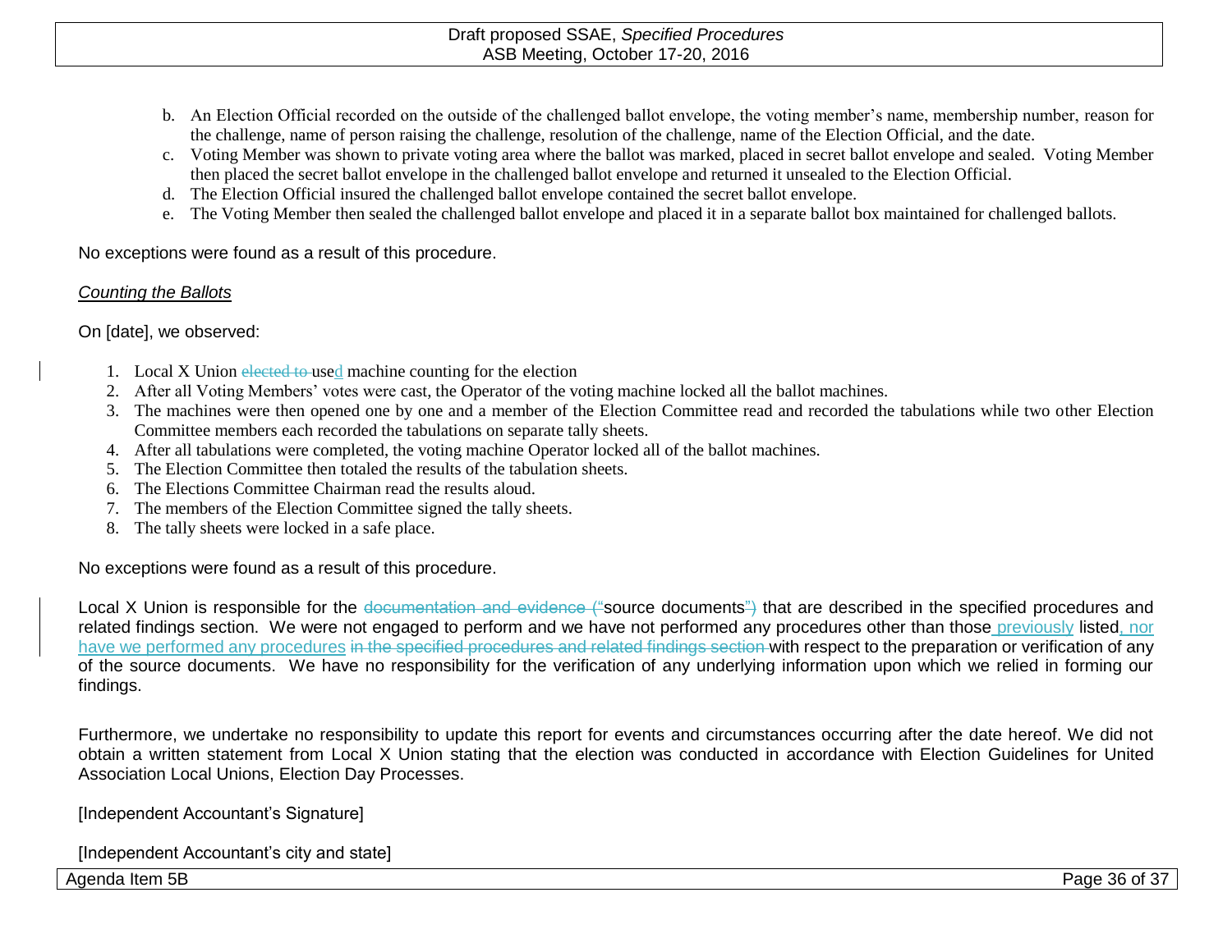b. An Election Official recorded on the outside of the challenged ballot envelope, the voting member's name, membership number, reason for the challenge, name of person raising the challenge, resolution of the challenge, name of the Election Official, and the date.
c. Voting Member was shown to private voting area where the ballot was marked, placed in secret ballot envelope and sealed. Voting Member then placed the secret ballot envelope in the challenged ballot envelope and returned it unsealed to the Election Official.
d. The Election Official insured the challenged ballot envelope contained the secret ballot envelope.
e. The Voting Member then sealed the challenged ballot envelope and placed it in a separate ballot box maintained for challenged ballots.

No exceptions were found as a result of this procedure.

*Counting the Ballots*

On [date], we observed:

1. Local X Union ~~elected to~~ used machine counting for the election
2. After all Voting Members' votes were cast, the Operator of the voting machine locked all the ballot machines.
3. The machines were then opened one by one and a member of the Election Committee read and recorded the tabulations while two other Election Committee members each recorded the tabulations on separate tally sheets.
4. After all tabulations were completed, the voting machine Operator locked all of the ballot machines.
5. The Election Committee then totaled the results of the tabulation sheets.
6. The Elections Committee Chairman read the results aloud.
7. The members of the Election Committee signed the tally sheets.
8. The tally sheets were locked in a safe place.

No exceptions were found as a result of this procedure.

Local X Union is responsible for the ~~documentation and evidence ("~~source documents~~")~~ that are described in the specified procedures and related findings section. We were not engaged to perform and we have not performed any procedures other than those previously listed, nor have we performed any procedures ~~in the specified procedures and related findings section~~ with respect to the preparation or verification of any of the source documents. We have no responsibility for the verification of any underlying information upon which we relied in forming our findings.

Furthermore, we undertake no responsibility to update this report for events and circumstances occurring after the date hereof. We did not obtain a written statement from Local X Union stating that the election was conducted in accordance with Election Guidelines for United Association Local Unions, Election Day Processes.

[Independent Accountant's Signature]

[Independent Accountant's city and state]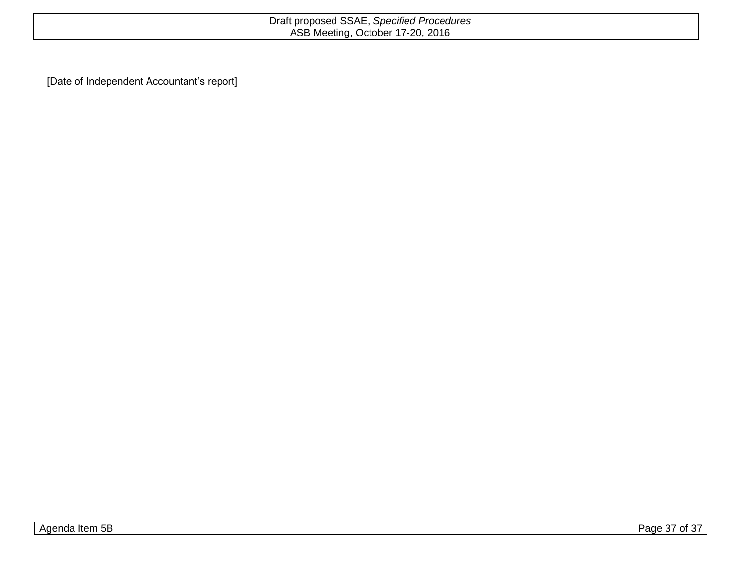[Date of Independent Accountant's report]